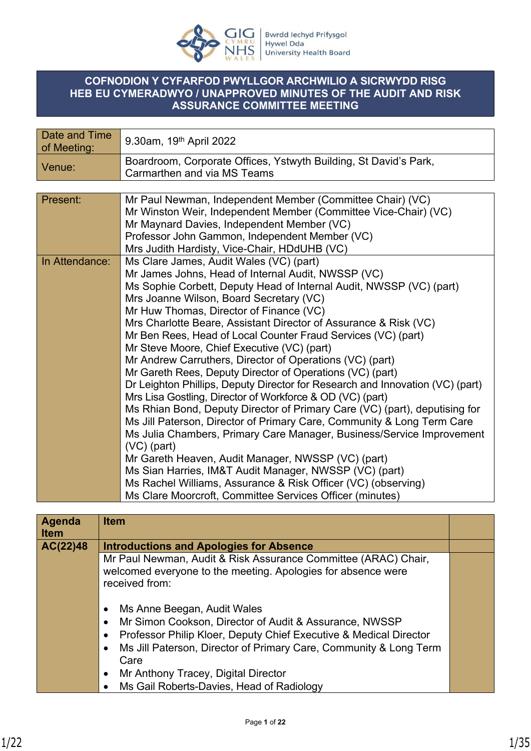Bwrdd Iechyd Prifysgol Hywel Dda University Health Board

# COFNODION Y CYFARFOD PWYLLGOR ARCHWILIO A SICRWYDD RISG HEB EU CYMERADWYO / UNAPPROVED MINUTES OF THE AUDIT AND RISK ASSURANCE COMMITTEE MEETING

| | |
|---|---|
| Date and Time of Meeting: | 9.30am, 19th April 2022 |
| Venue: | Boardroom, Corporate Offices, Ystwyth Building, St David's Park, Carmarthen and via MS Teams |

| | |
|---|---|
| Present: | Mr Paul Newman, Independent Member (Committee Chair) (VC)<br>Mr Winston Weir, Independent Member (Committee Vice-Chair) (VC)<br>Mr Maynard Davies, Independent Member (VC)<br>Professor John Gammon, Independent Member (VC)<br>Mrs Judith Hardisty, Vice-Chair, HDdUHB (VC) |
| In Attendance: | Ms Clare James, Audit Wales (VC) (part)<br>Mr James Johns, Head of Internal Audit, NWSSP (VC)<br>Ms Sophie Corbett, Deputy Head of Internal Audit, NWSSP (VC) (part)<br>Mrs Joanne Wilson, Board Secretary (VC)<br>Mr Huw Thomas, Director of Finance (VC)<br>Mrs Charlotte Beare, Assistant Director of Assurance & Risk (VC)<br>Mr Ben Rees, Head of Local Counter Fraud Services (VC) (part)<br>Mr Steve Moore, Chief Executive (VC) (part)<br>Mr Andrew Carruthers, Director of Operations (VC) (part)<br>Mr Gareth Rees, Deputy Director of Operations (VC) (part)<br>Dr Leighton Phillips, Deputy Director for Research and Innovation (VC) (part)<br>Mrs Lisa Gostling, Director of Workforce & OD (VC) (part)<br>Ms Rhian Bond, Deputy Director of Primary Care (VC) (part), deputising for Ms Jill Paterson, Director of Primary Care, Community & Long Term Care<br>Ms Julia Chambers, Primary Care Manager, Business/Service Improvement (VC) (part)<br>Mr Gareth Heaven, Audit Manager, NWSSP (VC) (part)<br>Ms Sian Harries, IM&T Audit Manager, NWSSP (VC) (part)<br>Ms Rachel Williams, Assurance & Risk Officer (VC) (observing)<br>Ms Clare Moorcroft, Committee Services Officer (minutes) |

| Agenda Item | Item | |
|---|---|---|
| **AC(22)48** | **Introductions and Apologies for Absence** | |
| | Mr Paul Newman, Audit & Risk Assurance Committee (ARAC) Chair, welcomed everyone to the meeting. Apologies for absence were received from:<br><br>• Ms Anne Beegan, Audit Wales<br>• Mr Simon Cookson, Director of Audit & Assurance, NWSSP<br>• Professor Philip Kloer, Deputy Chief Executive & Medical Director<br>• Ms Jill Paterson, Director of Primary Care, Community & Long Term Care<br>• Mr Anthony Tracey, Digital Director<br>• Ms Gail Roberts-Davies, Head of Radiology | |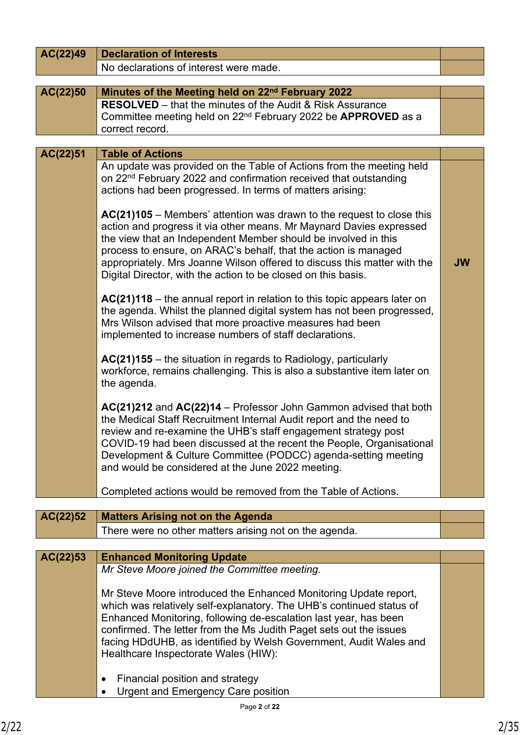| AC(22)49 | **Declaration of Interests** | |
|---|---|---|
| | No declarations of interest were made. | |

| AC(22)50 | **Minutes of the Meeting held on 22nd February 2022** | |
|---|---|---|
| | **RESOLVED** – that the minutes of the Audit & Risk Assurance Committee meeting held on 22nd February 2022 be **APPROVED** as a correct record. | |

| AC(22)51 | **Table of Actions** | |
|---|---|---|
| | An update was provided on the Table of Actions from the meeting held on 22nd February 2022 and confirmation received that outstanding actions had been progressed. In terms of matters arising: | |
| | **AC(21)105** – Members' attention was drawn to the request to close this action and progress it via other means. Mr Maynard Davies expressed the view that an Independent Member should be involved in this process to ensure, on ARAC's behalf, that the action is managed appropriately. Mrs Joanne Wilson offered to discuss this matter with the Digital Director, with the action to be closed on this basis. | **JW** |
| | **AC(21)118** – the annual report in relation to this topic appears later on the agenda. Whilst the planned digital system has not been progressed, Mrs Wilson advised that more proactive measures had been implemented to increase numbers of staff declarations. | |
| | **AC(21)155** – the situation in regards to Radiology, particularly workforce, remains challenging. This is also a substantive item later on the agenda. | |
| | **AC(21)212** and **AC(22)14** – Professor John Gammon advised that both the Medical Staff Recruitment Internal Audit report and the need to review and re-examine the UHB's staff engagement strategy post COVID-19 had been discussed at the recent the People, Organisational Development & Culture Committee (PODCC) agenda-setting meeting and would be considered at the June 2022 meeting. | |
| | Completed actions would be removed from the Table of Actions. | |

| AC(22)52 | **Matters Arising not on the Agenda** | |
|---|---|---|
| | There were no other matters arising not on the agenda. | |

| AC(22)53 | **Enhanced Monitoring Update** | |
|---|---|---|
| | *Mr Steve Moore joined the Committee meeting.* | |
| | Mr Steve Moore introduced the Enhanced Monitoring Update report, which was relatively self-explanatory. The UHB's continued status of Enhanced Monitoring, following de-escalation last year, has been confirmed. The letter from the Ms Judith Paget sets out the issues facing HDdUHB, as identified by Welsh Government, Audit Wales and Healthcare Inspectorate Wales (HIW):<br>• Financial position and strategy<br>• Urgent and Emergency Care position | |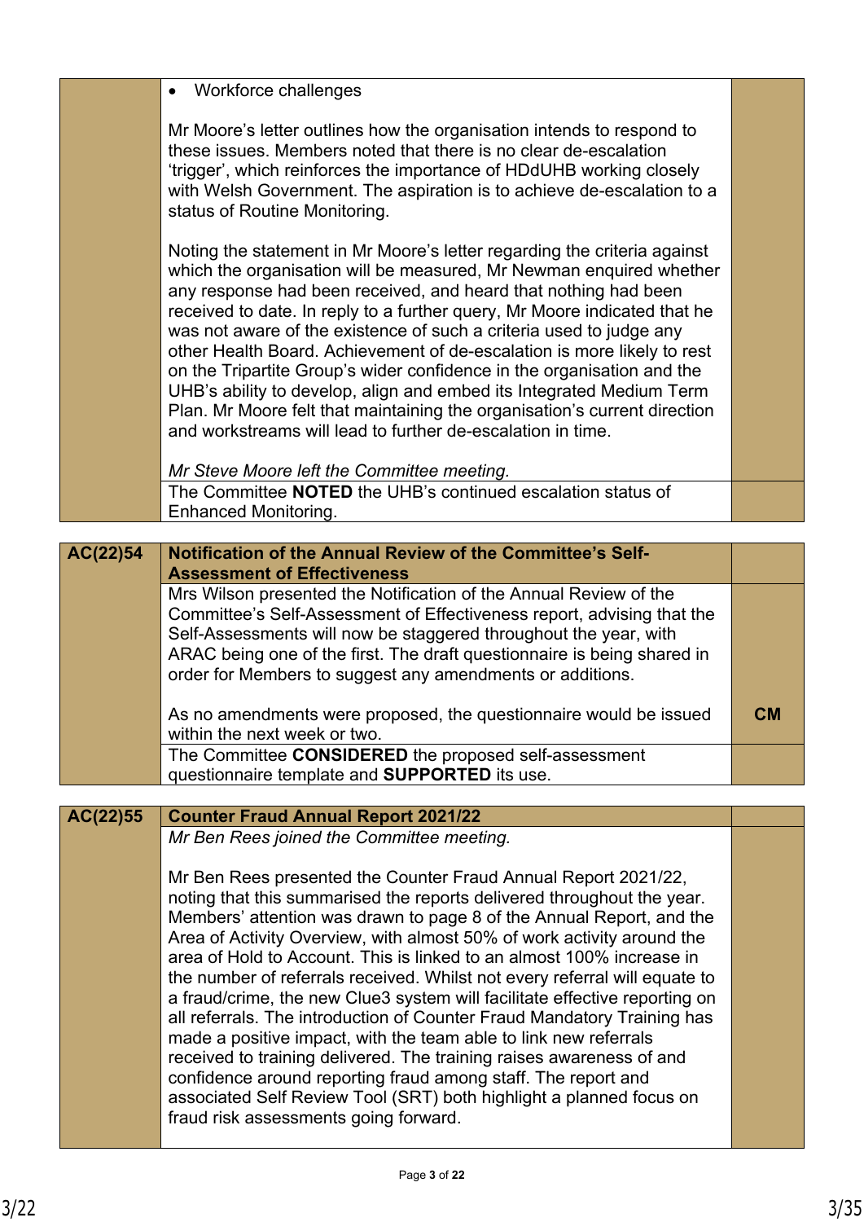| | | |
|---|---|---|
| | • Workforce challenges<br><br>Mr Moore's letter outlines how the organisation intends to respond to these issues. Members noted that there is no clear de-escalation 'trigger', which reinforces the importance of HDdUHB working closely with Welsh Government. The aspiration is to achieve de-escalation to a status of Routine Monitoring.<br><br>Noting the statement in Mr Moore's letter regarding the criteria against which the organisation will be measured, Mr Newman enquired whether any response had been received, and heard that nothing had been received to date. In reply to a further query, Mr Moore indicated that he was not aware of the existence of such a criteria used to judge any other Health Board. Achievement of de-escalation is more likely to rest on the Tripartite Group's wider confidence in the organisation and the UHB's ability to develop, align and embed its Integrated Medium Term Plan. Mr Moore felt that maintaining the organisation's current direction and workstreams will lead to further de-escalation in time.<br><br>*Mr Steve Moore left the Committee meeting.* | |
| | The Committee **NOTED** the UHB's continued escalation status of Enhanced Monitoring. | |

| | | |
|---|---|---|
| **AC(22)54** | **Notification of the Annual Review of the Committee's Self-Assessment of Effectiveness** | |
| | Mrs Wilson presented the Notification of the Annual Review of the Committee's Self-Assessment of Effectiveness report, advising that the Self-Assessments will now be staggered throughout the year, with ARAC being one of the first. The draft questionnaire is being shared in order for Members to suggest any amendments or additions.<br><br>As no amendments were proposed, the questionnaire would be issued within the next week or two. | **CM** |
| | The Committee **CONSIDERED** the proposed self-assessment questionnaire template and **SUPPORTED** its use. | |

| | | |
|---|---|---|
| **AC(22)55** | **Counter Fraud Annual Report 2021/22** | |
| | *Mr Ben Rees joined the Committee meeting.*<br><br>Mr Ben Rees presented the Counter Fraud Annual Report 2021/22, noting that this summarised the reports delivered throughout the year. Members' attention was drawn to page 8 of the Annual Report, and the Area of Activity Overview, with almost 50% of work activity around the area of Hold to Account. This is linked to an almost 100% increase in the number of referrals received. Whilst not every referral will equate to a fraud/crime, the new Clue3 system will facilitate effective reporting on all referrals. The introduction of Counter Fraud Mandatory Training has made a positive impact, with the team able to link new referrals received to training delivered. The training raises awareness of and confidence around reporting fraud among staff. The report and associated Self Review Tool (SRT) both highlight a planned focus on fraud risk assessments going forward. | |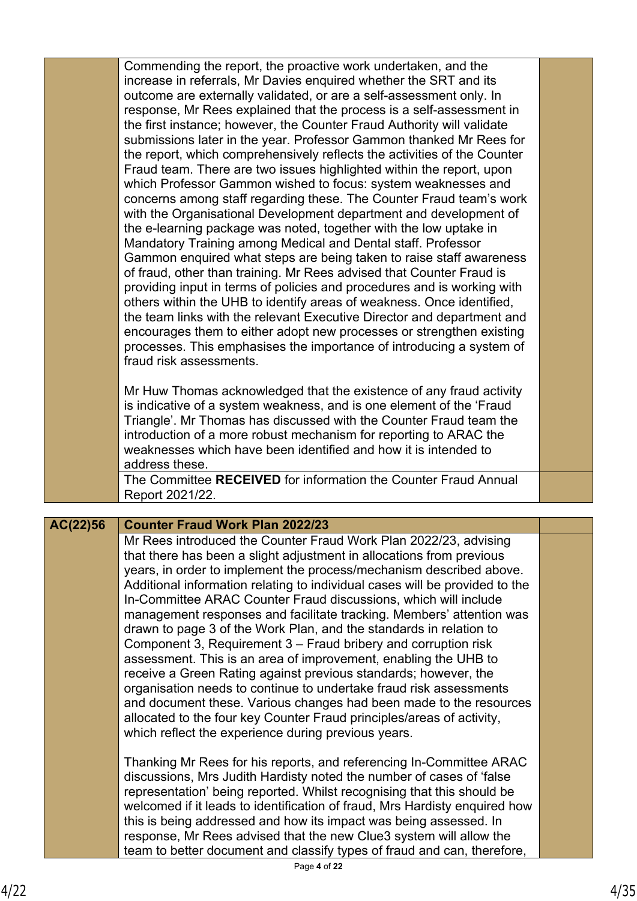| | | |
|---|---|---|
| | Commending the report, the proactive work undertaken, and the increase in referrals, Mr Davies enquired whether the SRT and its outcome are externally validated, or are a self-assessment only. In response, Mr Rees explained that the process is a self-assessment in the first instance; however, the Counter Fraud Authority will validate submissions later in the year. Professor Gammon thanked Mr Rees for the report, which comprehensively reflects the activities of the Counter Fraud team. There are two issues highlighted within the report, upon which Professor Gammon wished to focus: system weaknesses and concerns among staff regarding these. The Counter Fraud team's work with the Organisational Development department and development of the e-learning package was noted, together with the low uptake in Mandatory Training among Medical and Dental staff. Professor Gammon enquired what steps are being taken to raise staff awareness of fraud, other than training. Mr Rees advised that Counter Fraud is providing input in terms of policies and procedures and is working with others within the UHB to identify areas of weakness. Once identified, the team links with the relevant Executive Director and department and encourages them to either adopt new processes or strengthen existing processes. This emphasises the importance of introducing a system of fraud risk assessments.<br><br>Mr Huw Thomas acknowledged that the existence of any fraud activity is indicative of a system weakness, and is one element of the 'Fraud Triangle'. Mr Thomas has discussed with the Counter Fraud team the introduction of a more robust mechanism for reporting to ARAC the weaknesses which have been identified and how it is intended to address these. | |
| | The Committee **RECEIVED** for information the Counter Fraud Annual Report 2021/22. | |

| | | |
|---|---|---|
| **AC(22)56** | **Counter Fraud Work Plan 2022/23** | |
| | Mr Rees introduced the Counter Fraud Work Plan 2022/23, advising that there has been a slight adjustment in allocations from previous years, in order to implement the process/mechanism described above. Additional information relating to individual cases will be provided to the In-Committee ARAC Counter Fraud discussions, which will include management responses and facilitate tracking. Members' attention was drawn to page 3 of the Work Plan, and the standards in relation to Component 3, Requirement 3 – Fraud bribery and corruption risk assessment. This is an area of improvement, enabling the UHB to receive a Green Rating against previous standards; however, the organisation needs to continue to undertake fraud risk assessments and document these. Various changes had been made to the resources allocated to the four key Counter Fraud principles/areas of activity, which reflect the experience during previous years.<br><br>Thanking Mr Rees for his reports, and referencing In-Committee ARAC discussions, Mrs Judith Hardisty noted the number of cases of 'false representation' being reported. Whilst recognising that this should be welcomed if it leads to identification of fraud, Mrs Hardisty enquired how this is being addressed and how its impact was being assessed. In response, Mr Rees advised that the new Clue3 system will allow the team to better document and classify types of fraud and can, therefore, | |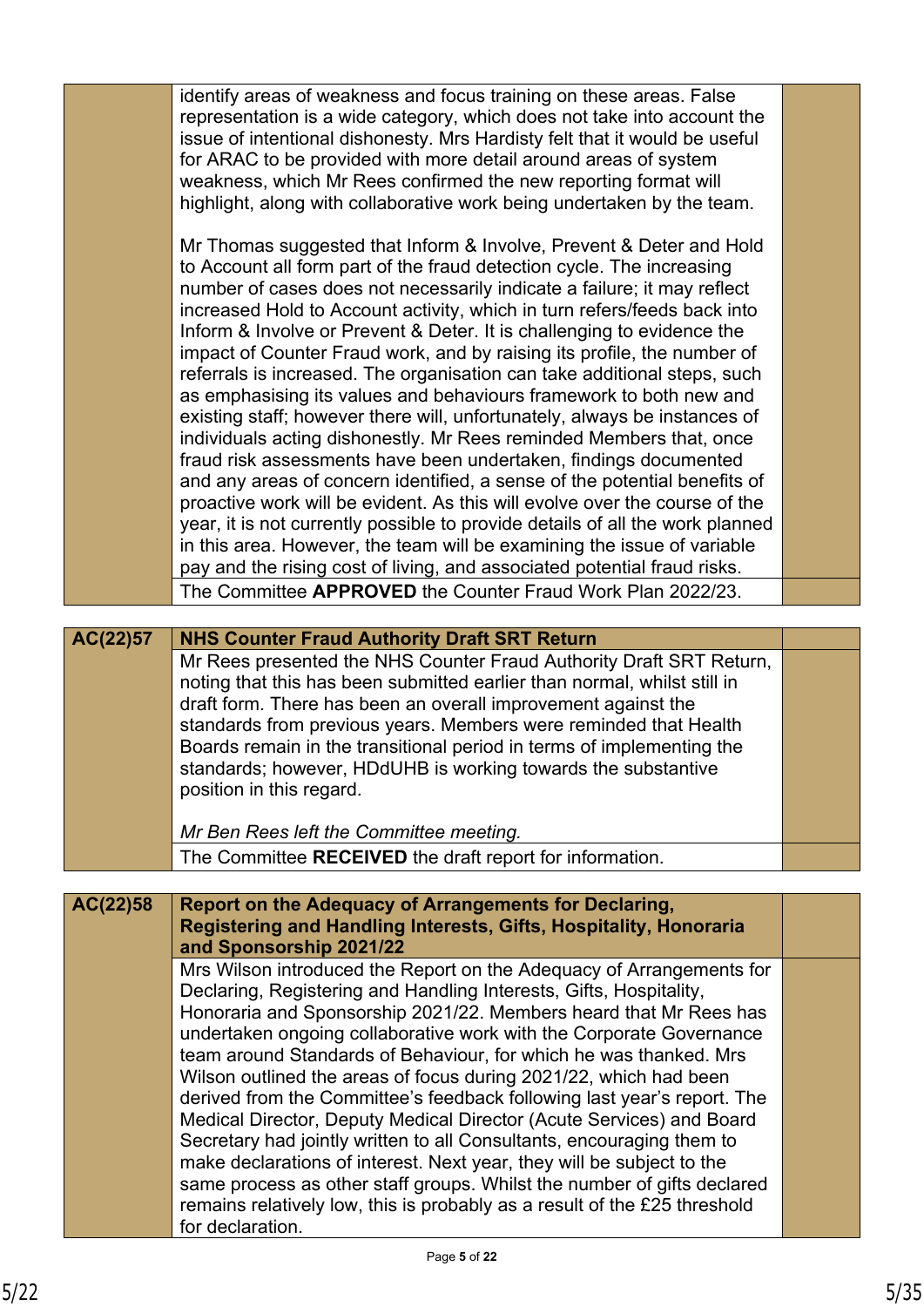| | | |
|---|---|---|
| | identify areas of weakness and focus training on these areas. False representation is a wide category, which does not take into account the issue of intentional dishonesty. Mrs Hardisty felt that it would be useful for ARAC to be provided with more detail around areas of system weakness, which Mr Rees confirmed the new reporting format will highlight, along with collaborative work being undertaken by the team.<br><br>Mr Thomas suggested that Inform & Involve, Prevent & Deter and Hold to Account all form part of the fraud detection cycle. The increasing number of cases does not necessarily indicate a failure; it may reflect increased Hold to Account activity, which in turn refers/feeds back into Inform & Involve or Prevent & Deter. It is challenging to evidence the impact of Counter Fraud work, and by raising its profile, the number of referrals is increased. The organisation can take additional steps, such as emphasising its values and behaviours framework to both new and existing staff; however there will, unfortunately, always be instances of individuals acting dishonestly. Mr Rees reminded Members that, once fraud risk assessments have been undertaken, findings documented and any areas of concern identified, a sense of the potential benefits of proactive work will be evident. As this will evolve over the course of the year, it is not currently possible to provide details of all the work planned in this area. However, the team will be examining the issue of variable pay and the rising cost of living, and associated potential fraud risks. | |
| | The Committee **APPROVED** the Counter Fraud Work Plan 2022/23. | |

| | | |
|---|---|---|
| **AC(22)57** | **NHS Counter Fraud Authority Draft SRT Return** | |
| | Mr Rees presented the NHS Counter Fraud Authority Draft SRT Return, noting that this has been submitted earlier than normal, whilst still in draft form. There has been an overall improvement against the standards from previous years. Members were reminded that Health Boards remain in the transitional period in terms of implementing the standards; however, HDdUHB is working towards the substantive position in this regard.<br><br>*Mr Ben Rees left the Committee meeting.* | |
| | The Committee **RECEIVED** the draft report for information. | |

| | | |
|---|---|---|
| **AC(22)58** | **Report on the Adequacy of Arrangements for Declaring, Registering and Handling Interests, Gifts, Hospitality, Honoraria and Sponsorship 2021/22** | |
| | Mrs Wilson introduced the Report on the Adequacy of Arrangements for Declaring, Registering and Handling Interests, Gifts, Hospitality, Honoraria and Sponsorship 2021/22. Members heard that Mr Rees has undertaken ongoing collaborative work with the Corporate Governance team around Standards of Behaviour, for which he was thanked. Mrs Wilson outlined the areas of focus during 2021/22, which had been derived from the Committee's feedback following last year's report. The Medical Director, Deputy Medical Director (Acute Services) and Board Secretary had jointly written to all Consultants, encouraging them to make declarations of interest. Next year, they will be subject to the same process as other staff groups. Whilst the number of gifts declared remains relatively low, this is probably as a result of the £25 threshold for declaration. | |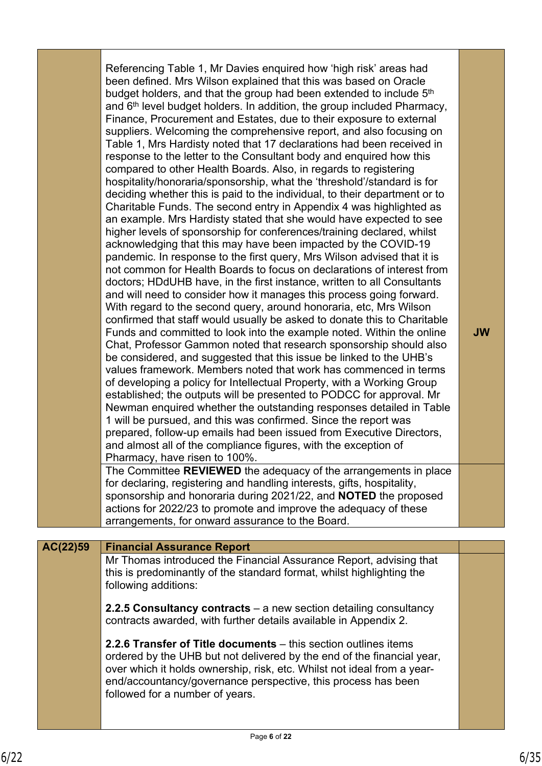| | | |
|---|---|---|
| | Referencing Table 1, Mr Davies enquired how 'high risk' areas had been defined. Mrs Wilson explained that this was based on Oracle budget holders, and that the group had been extended to include 5th and 6th level budget holders. In addition, the group included Pharmacy, Finance, Procurement and Estates, due to their exposure to external suppliers. Welcoming the comprehensive report, and also focusing on Table 1, Mrs Hardisty noted that 17 declarations had been received in response to the letter to the Consultant body and enquired how this compared to other Health Boards. Also, in regards to registering hospitality/honoraria/sponsorship, what the 'threshold'/standard is for deciding whether this is paid to the individual, to their department or to Charitable Funds. The second entry in Appendix 4 was highlighted as an example. Mrs Hardisty stated that she would have expected to see higher levels of sponsorship for conferences/training declared, whilst acknowledging that this may have been impacted by the COVID-19 pandemic. In response to the first query, Mrs Wilson advised that it is not common for Health Boards to focus on declarations of interest from doctors; HDdUHB have, in the first instance, written to all Consultants and will need to consider how it manages this process going forward. With regard to the second query, around honoraria, etc, Mrs Wilson confirmed that staff would usually be asked to donate this to Charitable Funds and committed to look into the example noted. Within the online Chat, Professor Gammon noted that research sponsorship should also be considered, and suggested that this issue be linked to the UHB's values framework. Members noted that work has commenced in terms of developing a policy for Intellectual Property, with a Working Group established; the outputs will be presented to PODCC for approval. Mr Newman enquired whether the outstanding responses detailed in Table 1 will be pursued, and this was confirmed. Since the report was prepared, follow-up emails had been issued from Executive Directors, and almost all of the compliance figures, with the exception of Pharmacy, have risen to 100%. | **JW** |
| | The Committee **REVIEWED** the adequacy of the arrangements in place for declaring, registering and handling interests, gifts, hospitality, sponsorship and honoraria during 2021/22, and **NOTED** the proposed actions for 2022/23 to promote and improve the adequacy of these arrangements, for onward assurance to the Board. | |

| | | |
|---|---|---|
| **AC(22)59** | **Financial Assurance Report** | |
| | Mr Thomas introduced the Financial Assurance Report, advising that this is predominantly of the standard format, whilst highlighting the following additions:<br><br>**2.2.5 Consultancy contracts** – a new section detailing consultancy contracts awarded, with further details available in Appendix 2.<br><br>**2.2.6 Transfer of Title documents** – this section outlines items ordered by the UHB but not delivered by the end of the financial year, over which it holds ownership, risk, etc. Whilst not ideal from a year-end/accountancy/governance perspective, this process has been followed for a number of years. | |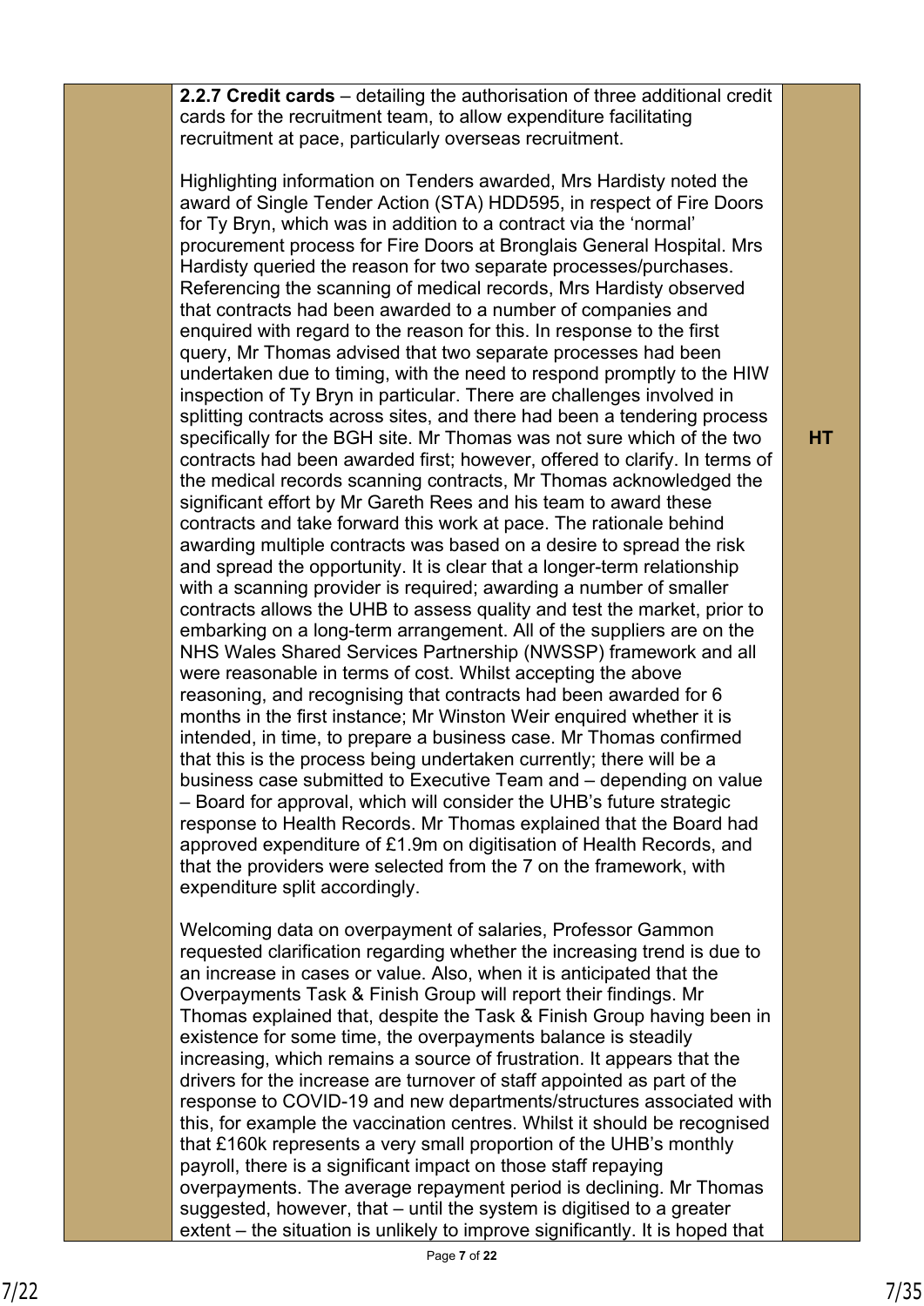| | | |
|---|---|---|
| | **2.2.7 Credit cards** – detailing the authorisation of three additional credit cards for the recruitment team, to allow expenditure facilitating recruitment at pace, particularly overseas recruitment.<br><br>Highlighting information on Tenders awarded, Mrs Hardisty noted the award of Single Tender Action (STA) HDD595, in respect of Fire Doors for Ty Bryn, which was in addition to a contract via the 'normal' procurement process for Fire Doors at Bronglais General Hospital. Mrs Hardisty queried the reason for two separate processes/purchases. Referencing the scanning of medical records, Mrs Hardisty observed that contracts had been awarded to a number of companies and enquired with regard to the reason for this. In response to the first query, Mr Thomas advised that two separate processes had been undertaken due to timing, with the need to respond promptly to the HIW inspection of Ty Bryn in particular. There are challenges involved in splitting contracts across sites, and there had been a tendering process specifically for the BGH site. Mr Thomas was not sure which of the two contracts had been awarded first; however, offered to clarify. In terms of the medical records scanning contracts, Mr Thomas acknowledged the significant effort by Mr Gareth Rees and his team to award these contracts and take forward this work at pace. The rationale behind awarding multiple contracts was based on a desire to spread the risk and spread the opportunity. It is clear that a longer-term relationship with a scanning provider is required; awarding a number of smaller contracts allows the UHB to assess quality and test the market, prior to embarking on a long-term arrangement. All of the suppliers are on the NHS Wales Shared Services Partnership (NWSSP) framework and all were reasonable in terms of cost. Whilst accepting the above reasoning, and recognising that contracts had been awarded for 6 months in the first instance; Mr Winston Weir enquired whether it is intended, in time, to prepare a business case. Mr Thomas confirmed that this is the process being undertaken currently; there will be a business case submitted to Executive Team and – depending on value – Board for approval, which will consider the UHB's future strategic response to Health Records. Mr Thomas explained that the Board had approved expenditure of £1.9m on digitisation of Health Records, and that the providers were selected from the 7 on the framework, with expenditure split accordingly.<br><br>Welcoming data on overpayment of salaries, Professor Gammon requested clarification regarding whether the increasing trend is due to an increase in cases or value. Also, when it is anticipated that the Overpayments Task & Finish Group will report their findings. Mr Thomas explained that, despite the Task & Finish Group having been in existence for some time, the overpayments balance is steadily increasing, which remains a source of frustration. It appears that the drivers for the increase are turnover of staff appointed as part of the response to COVID-19 and new departments/structures associated with this, for example the vaccination centres. Whilst it should be recognised that £160k represents a very small proportion of the UHB's monthly payroll, there is a significant impact on those staff repaying overpayments. The average repayment period is declining. Mr Thomas suggested, however, that – until the system is digitised to a greater extent – the situation is unlikely to improve significantly. It is hoped that | **HT** |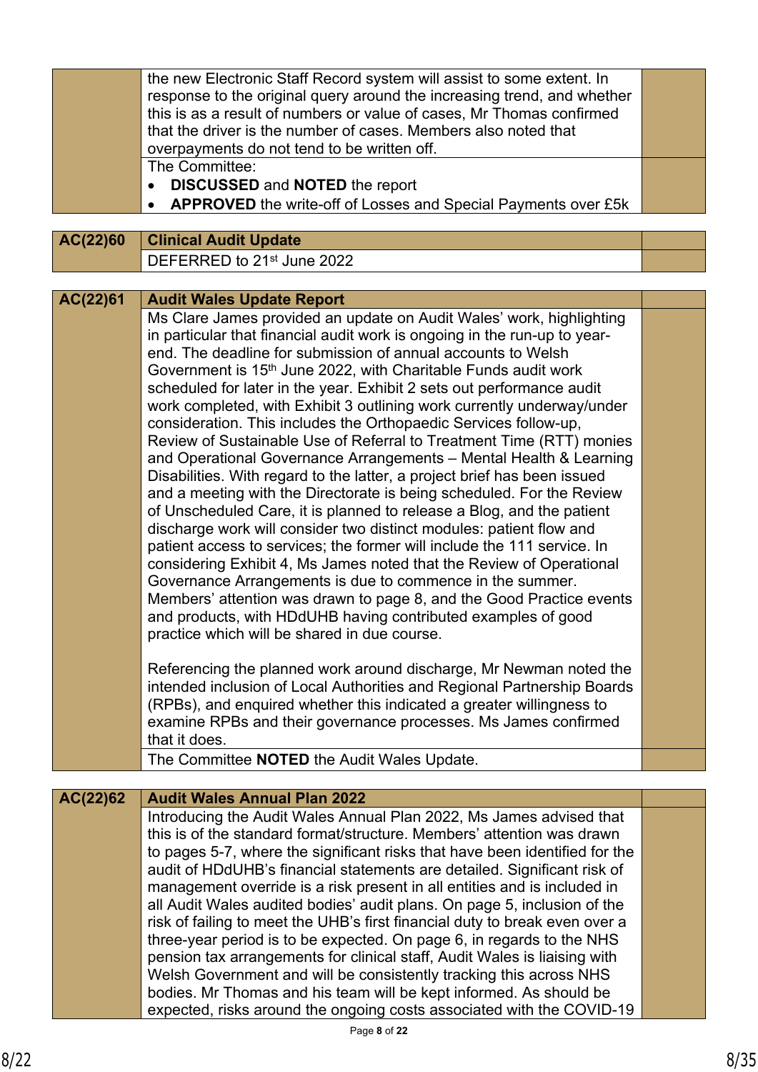| | | |
|---|---|---|
| | the new Electronic Staff Record system will assist to some extent. In response to the original query around the increasing trend, and whether this is as a result of numbers or value of cases, Mr Thomas confirmed that the driver is the number of cases. Members also noted that overpayments do not tend to be written off. | |
| | The Committee:<br>• **DISCUSSED** and **NOTED** the report<br>• **APPROVED** the write-off of Losses and Special Payments over £5k | |

| | | |
|---|---|---|
| **AC(22)60** | **Clinical Audit Update** | |
| | DEFERRED to 21st June 2022 | |

| | | |
|---|---|---|
| **AC(22)61** | **Audit Wales Update Report** | |
| | Ms Clare James provided an update on Audit Wales' work, highlighting in particular that financial audit work is ongoing in the run-up to year-end. The deadline for submission of annual accounts to Welsh Government is 15th June 2022, with Charitable Funds audit work scheduled for later in the year. Exhibit 2 sets out performance audit work completed, with Exhibit 3 outlining work currently underway/under consideration. This includes the Orthopaedic Services follow-up, Review of Sustainable Use of Referral to Treatment Time (RTT) monies and Operational Governance Arrangements – Mental Health & Learning Disabilities. With regard to the latter, a project brief has been issued and a meeting with the Directorate is being scheduled. For the Review of Unscheduled Care, it is planned to release a Blog, and the patient discharge work will consider two distinct modules: patient flow and patient access to services; the former will include the 111 service. In considering Exhibit 4, Ms James noted that the Review of Operational Governance Arrangements is due to commence in the summer. Members' attention was drawn to page 8, and the Good Practice events and products, with HDdUHB having contributed examples of good practice which will be shared in due course.<br><br>Referencing the planned work around discharge, Mr Newman noted the intended inclusion of Local Authorities and Regional Partnership Boards (RPBs), and enquired whether this indicated a greater willingness to examine RPBs and their governance processes. Ms James confirmed that it does. | |
| | The Committee **NOTED** the Audit Wales Update. | |

| | | |
|---|---|---|
| **AC(22)62** | **Audit Wales Annual Plan 2022** | |
| | Introducing the Audit Wales Annual Plan 2022, Ms James advised that this is of the standard format/structure. Members' attention was drawn to pages 5-7, where the significant risks that have been identified for the audit of HDdUHB's financial statements are detailed. Significant risk of management override is a risk present in all entities and is included in all Audit Wales audited bodies' audit plans. On page 5, inclusion of the risk of failing to meet the UHB's first financial duty to break even over a three-year period is to be expected. On page 6, in regards to the NHS pension tax arrangements for clinical staff, Audit Wales is liaising with Welsh Government and will be consistently tracking this across NHS bodies. Mr Thomas and his team will be kept informed. As should be expected, risks around the ongoing costs associated with the COVID-19 | |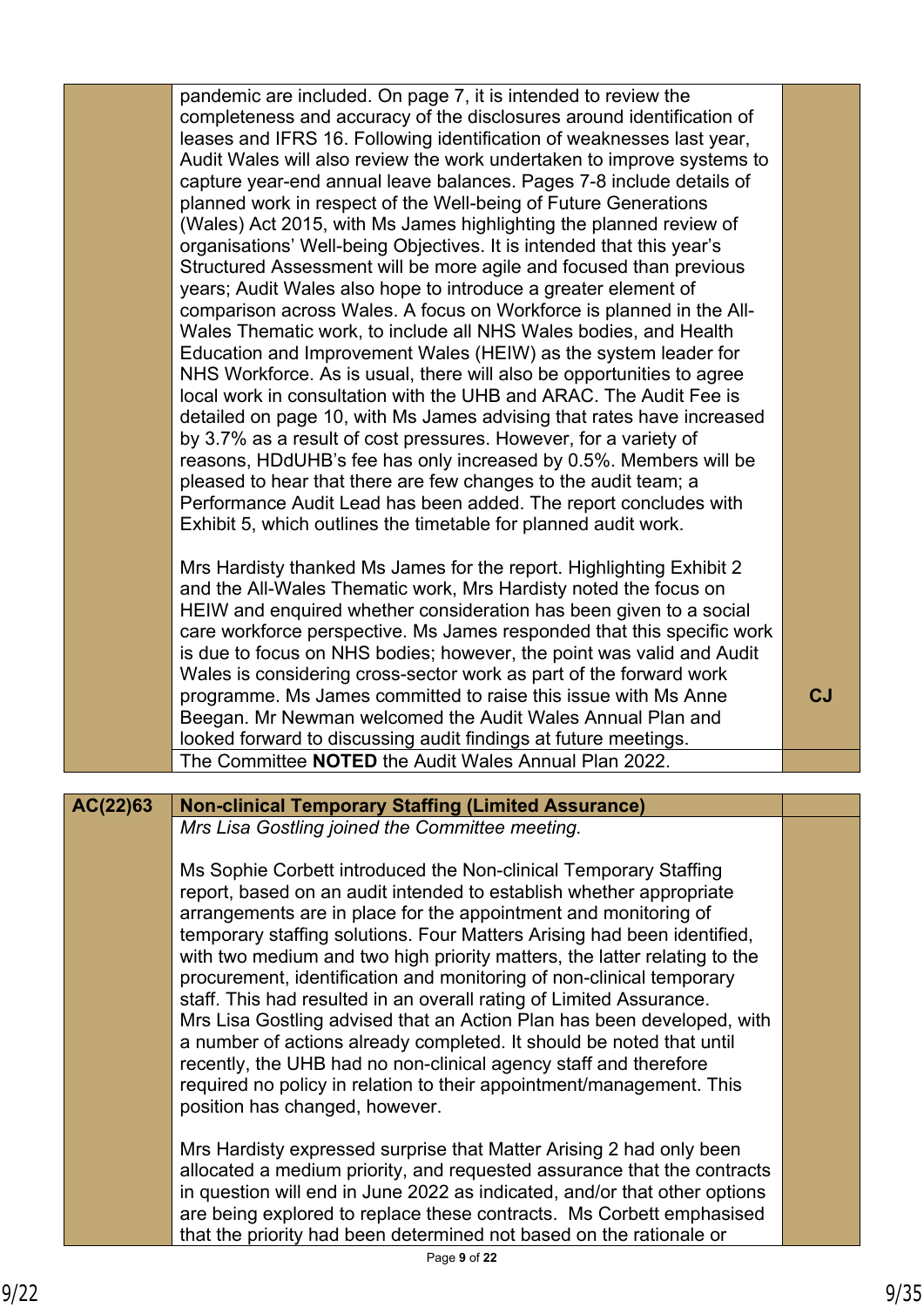| | | |
|---|---|---|
| | pandemic are included. On page 7, it is intended to review the completeness and accuracy of the disclosures around identification of leases and IFRS 16. Following identification of weaknesses last year, Audit Wales will also review the work undertaken to improve systems to capture year-end annual leave balances. Pages 7-8 include details of planned work in respect of the Well-being of Future Generations (Wales) Act 2015, with Ms James highlighting the planned review of organisations' Well-being Objectives. It is intended that this year's Structured Assessment will be more agile and focused than previous years; Audit Wales also hope to introduce a greater element of comparison across Wales. A focus on Workforce is planned in the All-Wales Thematic work, to include all NHS Wales bodies, and Health Education and Improvement Wales (HEIW) as the system leader for NHS Workforce. As is usual, there will also be opportunities to agree local work in consultation with the UHB and ARAC. The Audit Fee is detailed on page 10, with Ms James advising that rates have increased by 3.7% as a result of cost pressures. However, for a variety of reasons, HDdUHB's fee has only increased by 0.5%. Members will be pleased to hear that there are few changes to the audit team; a Performance Audit Lead has been added. The report concludes with Exhibit 5, which outlines the timetable for planned audit work.<br><br>Mrs Hardisty thanked Ms James for the report. Highlighting Exhibit 2 and the All-Wales Thematic work, Mrs Hardisty noted the focus on HEIW and enquired whether consideration has been given to a social care workforce perspective. Ms James responded that this specific work is due to focus on NHS bodies; however, the point was valid and Audit Wales is considering cross-sector work as part of the forward work programme. Ms James committed to raise this issue with Ms Anne Beegan. Mr Newman welcomed the Audit Wales Annual Plan and looked forward to discussing audit findings at future meetings. | **CJ** |
| | The Committee **NOTED** the Audit Wales Annual Plan 2022. | |

| | | |
|---|---|---|
| **AC(22)63** | **Non-clinical Temporary Staffing (Limited Assurance)** | |
| | *Mrs Lisa Gostling joined the Committee meeting.*<br><br>Ms Sophie Corbett introduced the Non-clinical Temporary Staffing report, based on an audit intended to establish whether appropriate arrangements are in place for the appointment and monitoring of temporary staffing solutions. Four Matters Arising had been identified, with two medium and two high priority matters, the latter relating to the procurement, identification and monitoring of non-clinical temporary staff. This had resulted in an overall rating of Limited Assurance.<br>Mrs Lisa Gostling advised that an Action Plan has been developed, with a number of actions already completed. It should be noted that until recently, the UHB had no non-clinical agency staff and therefore required no policy in relation to their appointment/management. This position has changed, however.<br><br>Mrs Hardisty expressed surprise that Matter Arising 2 had only been allocated a medium priority, and requested assurance that the contracts in question will end in June 2022 as indicated, and/or that other options are being explored to replace these contracts. Ms Corbett emphasised that the priority had been determined not based on the rationale or | |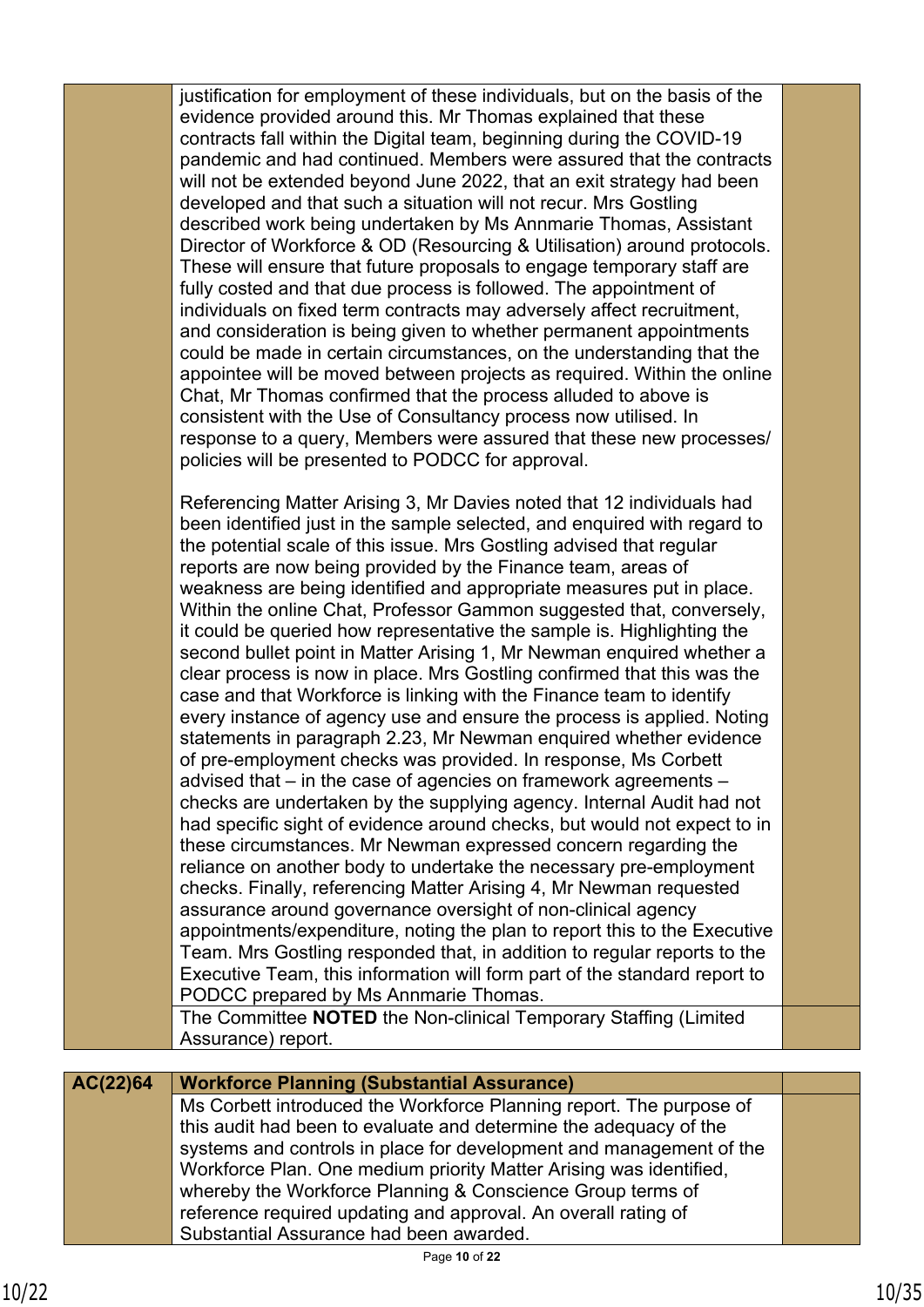| | | |
|---|---|---|
| | justification for employment of these individuals, but on the basis of the evidence provided around this. Mr Thomas explained that these contracts fall within the Digital team, beginning during the COVID-19 pandemic and had continued. Members were assured that the contracts will not be extended beyond June 2022, that an exit strategy had been developed and that such a situation will not recur. Mrs Gostling described work being undertaken by Ms Annmarie Thomas, Assistant Director of Workforce & OD (Resourcing & Utilisation) around protocols. These will ensure that future proposals to engage temporary staff are fully costed and that due process is followed. The appointment of individuals on fixed term contracts may adversely affect recruitment, and consideration is being given to whether permanent appointments could be made in certain circumstances, on the understanding that the appointee will be moved between projects as required. Within the online Chat, Mr Thomas confirmed that the process alluded to above is consistent with the Use of Consultancy process now utilised. In response to a query, Members were assured that these new processes/ policies will be presented to PODCC for approval.<br><br>Referencing Matter Arising 3, Mr Davies noted that 12 individuals had been identified just in the sample selected, and enquired with regard to the potential scale of this issue. Mrs Gostling advised that regular reports are now being provided by the Finance team, areas of weakness are being identified and appropriate measures put in place. Within the online Chat, Professor Gammon suggested that, conversely, it could be queried how representative the sample is. Highlighting the second bullet point in Matter Arising 1, Mr Newman enquired whether a clear process is now in place. Mrs Gostling confirmed that this was the case and that Workforce is linking with the Finance team to identify every instance of agency use and ensure the process is applied. Noting statements in paragraph 2.23, Mr Newman enquired whether evidence of pre-employment checks was provided. In response, Ms Corbett advised that – in the case of agencies on framework agreements – checks are undertaken by the supplying agency. Internal Audit had not had specific sight of evidence around checks, but would not expect to in these circumstances. Mr Newman expressed concern regarding the reliance on another body to undertake the necessary pre-employment checks. Finally, referencing Matter Arising 4, Mr Newman requested assurance around governance oversight of non-clinical agency appointments/expenditure, noting the plan to report this to the Executive Team. Mrs Gostling responded that, in addition to regular reports to the Executive Team, this information will form part of the standard report to PODCC prepared by Ms Annmarie Thomas. | |
| | The Committee **NOTED** the Non-clinical Temporary Staffing (Limited Assurance) report. | |

| | | |
|---|---|---|
| **AC(22)64** | **Workforce Planning (Substantial Assurance)** | |
| | Ms Corbett introduced the Workforce Planning report. The purpose of this audit had been to evaluate and determine the adequacy of the systems and controls in place for development and management of the Workforce Plan. One medium priority Matter Arising was identified, whereby the Workforce Planning & Conscience Group terms of reference required updating and approval. An overall rating of Substantial Assurance had been awarded. | |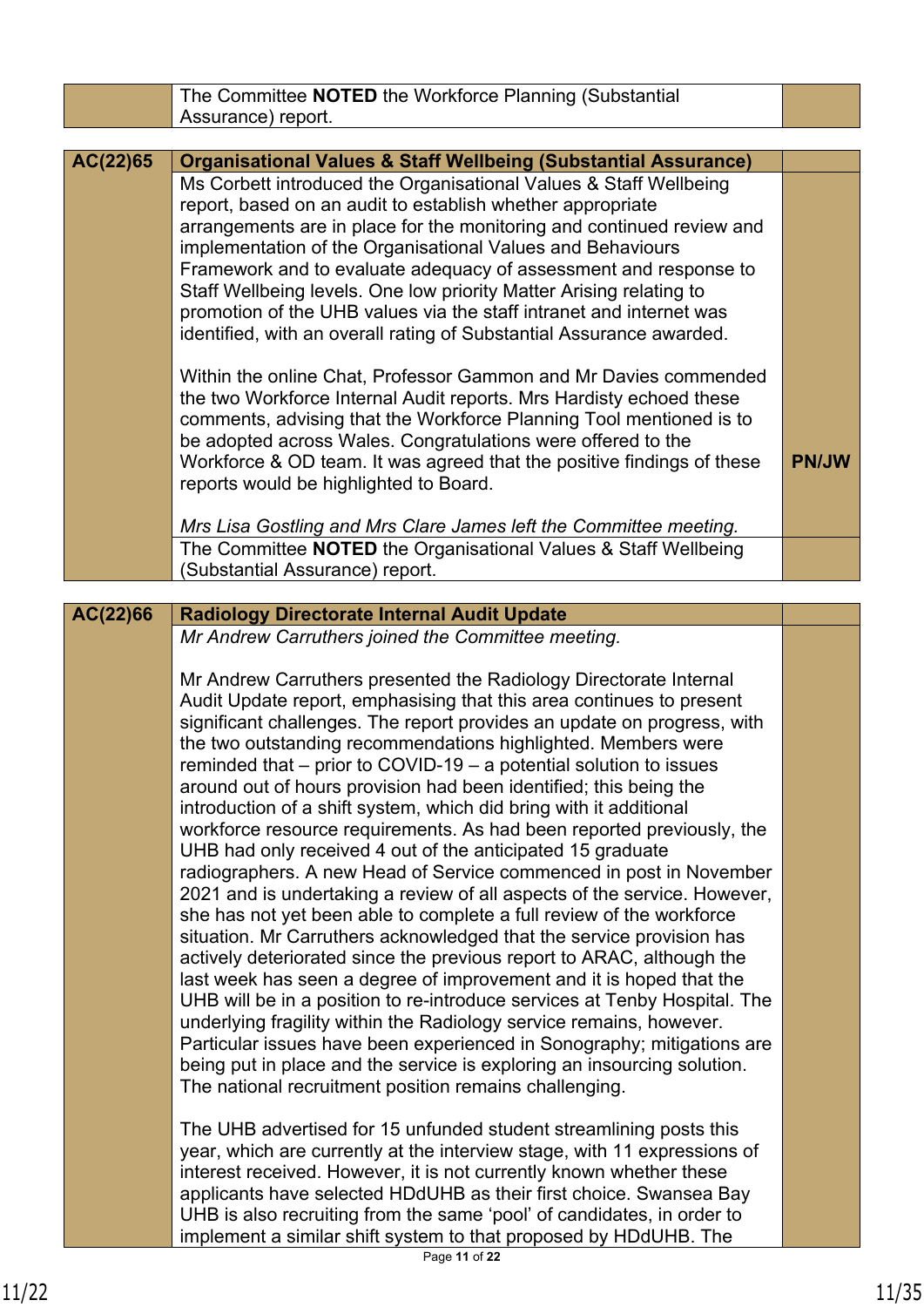| | | |
|---|---|---|
| | The Committee **NOTED** the Workforce Planning (Substantial Assurance) report. | |

| | | |
|---|---|---|
| **AC(22)65** | **Organisational Values & Staff Wellbeing (Substantial Assurance)** | |
| | Ms Corbett introduced the Organisational Values & Staff Wellbeing report, based on an audit to establish whether appropriate arrangements are in place for the monitoring and continued review and implementation of the Organisational Values and Behaviours Framework and to evaluate adequacy of assessment and response to Staff Wellbeing levels. One low priority Matter Arising relating to promotion of the UHB values via the staff intranet and internet was identified, with an overall rating of Substantial Assurance awarded.<br><br>Within the online Chat, Professor Gammon and Mr Davies commended the two Workforce Internal Audit reports. Mrs Hardisty echoed these comments, advising that the Workforce Planning Tool mentioned is to be adopted across Wales. Congratulations were offered to the Workforce & OD team. It was agreed that the positive findings of these reports would be highlighted to Board.<br><br>*Mrs Lisa Gostling and Mrs Clare James left the Committee meeting.* | **PN/JW** |
| | The Committee **NOTED** the Organisational Values & Staff Wellbeing (Substantial Assurance) report. | |

| | | |
|---|---|---|
| **AC(22)66** | **Radiology Directorate Internal Audit Update** | |
| | *Mr Andrew Carruthers joined the Committee meeting.*<br><br>Mr Andrew Carruthers presented the Radiology Directorate Internal Audit Update report, emphasising that this area continues to present significant challenges. The report provides an update on progress, with the two outstanding recommendations highlighted. Members were reminded that – prior to COVID-19 – a potential solution to issues around out of hours provision had been identified; this being the introduction of a shift system, which did bring with it additional workforce resource requirements. As had been reported previously, the UHB had only received 4 out of the anticipated 15 graduate radiographers. A new Head of Service commenced in post in November 2021 and is undertaking a review of all aspects of the service. However, she has not yet been able to complete a full review of the workforce situation. Mr Carruthers acknowledged that the service provision has actively deteriorated since the previous report to ARAC, although the last week has seen a degree of improvement and it is hoped that the UHB will be in a position to re-introduce services at Tenby Hospital. The underlying fragility within the Radiology service remains, however. Particular issues have been experienced in Sonography; mitigations are being put in place and the service is exploring an insourcing solution. The national recruitment position remains challenging.<br><br>The UHB advertised for 15 unfunded student streamlining posts this year, which are currently at the interview stage, with 11 expressions of interest received. However, it is not currently known whether these applicants have selected HDdUHB as their first choice. Swansea Bay UHB is also recruiting from the same 'pool' of candidates, in order to implement a similar shift system to that proposed by HDdUHB. The | |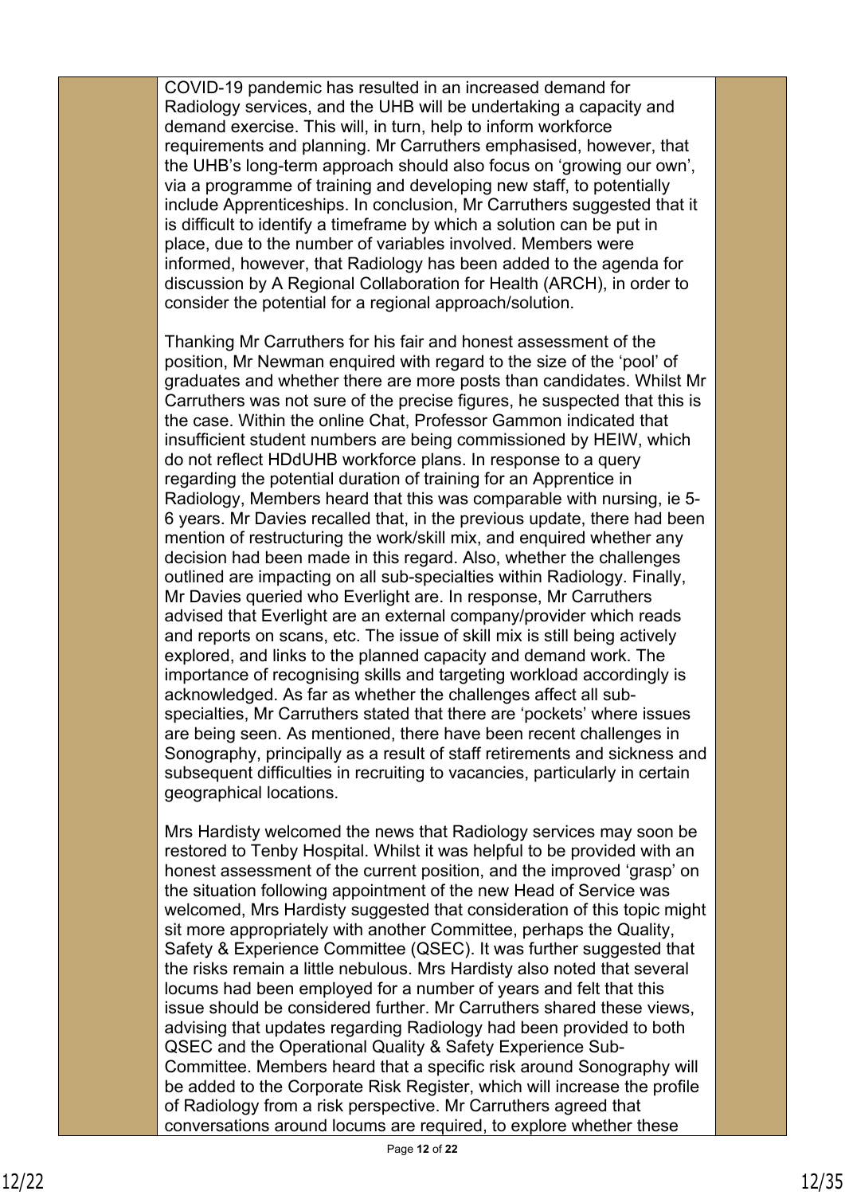COVID-19 pandemic has resulted in an increased demand for Radiology services, and the UHB will be undertaking a capacity and demand exercise. This will, in turn, help to inform workforce requirements and planning. Mr Carruthers emphasised, however, that the UHB's long-term approach should also focus on 'growing our own', via a programme of training and developing new staff, to potentially include Apprenticeships. In conclusion, Mr Carruthers suggested that it is difficult to identify a timeframe by which a solution can be put in place, due to the number of variables involved. Members were informed, however, that Radiology has been added to the agenda for discussion by A Regional Collaboration for Health (ARCH), in order to consider the potential for a regional approach/solution.

Thanking Mr Carruthers for his fair and honest assessment of the position, Mr Newman enquired with regard to the size of the 'pool' of graduates and whether there are more posts than candidates. Whilst Mr Carruthers was not sure of the precise figures, he suspected that this is the case. Within the online Chat, Professor Gammon indicated that insufficient student numbers are being commissioned by HEIW, which do not reflect HDdUHB workforce plans. In response to a query regarding the potential duration of training for an Apprentice in Radiology, Members heard that this was comparable with nursing, ie 5-6 years. Mr Davies recalled that, in the previous update, there had been mention of restructuring the work/skill mix, and enquired whether any decision had been made in this regard. Also, whether the challenges outlined are impacting on all sub-specialties within Radiology. Finally, Mr Davies queried who Everlight are. In response, Mr Carruthers advised that Everlight are an external company/provider which reads and reports on scans, etc. The issue of skill mix is still being actively explored, and links to the planned capacity and demand work. The importance of recognising skills and targeting workload accordingly is acknowledged. As far as whether the challenges affect all sub-specialties, Mr Carruthers stated that there are 'pockets' where issues are being seen. As mentioned, there have been recent challenges in Sonography, principally as a result of staff retirements and sickness and subsequent difficulties in recruiting to vacancies, particularly in certain geographical locations.

Mrs Hardisty welcomed the news that Radiology services may soon be restored to Tenby Hospital. Whilst it was helpful to be provided with an honest assessment of the current position, and the improved 'grasp' on the situation following appointment of the new Head of Service was welcomed, Mrs Hardisty suggested that consideration of this topic might sit more appropriately with another Committee, perhaps the Quality, Safety & Experience Committee (QSEC). It was further suggested that the risks remain a little nebulous. Mrs Hardisty also noted that several locums had been employed for a number of years and felt that this issue should be considered further. Mr Carruthers shared these views, advising that updates regarding Radiology had been provided to both QSEC and the Operational Quality & Safety Experience Sub-Committee. Members heard that a specific risk around Sonography will be added to the Corporate Risk Register, which will increase the profile of Radiology from a risk perspective. Mr Carruthers agreed that conversations around locums are required, to explore whether these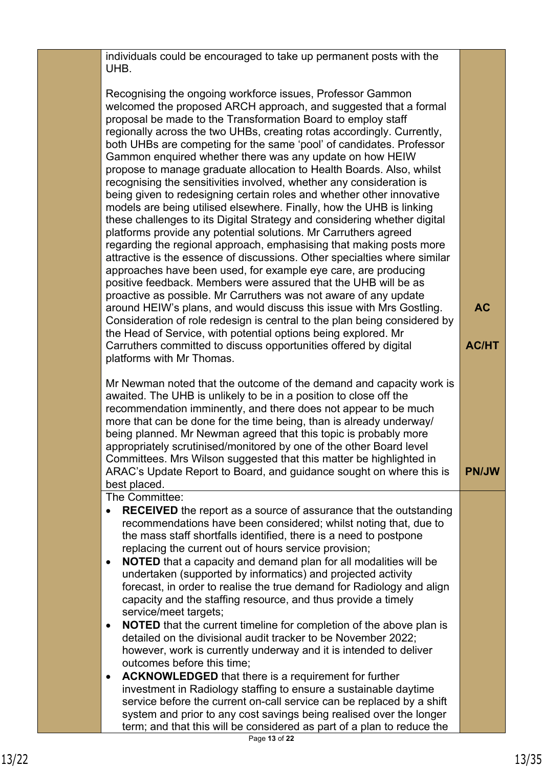| | | |
|---|---|---|
| | individuals could be encouraged to take up permanent posts with the UHB.<br><br>Recognising the ongoing workforce issues, Professor Gammon welcomed the proposed ARCH approach, and suggested that a formal proposal be made to the Transformation Board to employ staff regionally across the two UHBs, creating rotas accordingly. Currently, both UHBs are competing for the same 'pool' of candidates. Professor Gammon enquired whether there was any update on how HEIW propose to manage graduate allocation to Health Boards. Also, whilst recognising the sensitivities involved, whether any consideration is being given to redesigning certain roles and whether other innovative models are being utilised elsewhere. Finally, how the UHB is linking these challenges to its Digital Strategy and considering whether digital platforms provide any potential solutions. Mr Carruthers agreed regarding the regional approach, emphasising that making posts more attractive is the essence of discussions. Other specialties where similar approaches have been used, for example eye care, are producing positive feedback. Members were assured that the UHB will be as proactive as possible. Mr Carruthers was not aware of any update around HEIW's plans, and would discuss this issue with Mrs Gostling. Consideration of role redesign is central to the plan being considered by the Head of Service, with potential options being explored. Mr Carruthers committed to discuss opportunities offered by digital platforms with Mr Thomas.<br><br>Mr Newman noted that the outcome of the demand and capacity work is awaited. The UHB is unlikely to be in a position to close off the recommendation imminently, and there does not appear to be much more that can be done for the time being, than is already underway/ being planned. Mr Newman agreed that this topic is probably more appropriately scrutinised/monitored by one of the other Board level Committees. Mrs Wilson suggested that this matter be highlighted in ARAC's Update Report to Board, and guidance sought on where this is best placed. | **AC**<br><br>**AC/HT**<br><br>**PN/JW** |
| | The Committee:<br>• **RECEIVED** the report as a source of assurance that the outstanding recommendations have been considered; whilst noting that, due to the mass staff shortfalls identified, there is a need to postpone replacing the current out of hours service provision;<br>• **NOTED** that a capacity and demand plan for all modalities will be undertaken (supported by informatics) and projected activity forecast, in order to realise the true demand for Radiology and align capacity and the staffing resource, and thus provide a timely service/meet targets;<br>• **NOTED** that the current timeline for completion of the above plan is detailed on the divisional audit tracker to be November 2022; however, work is currently underway and it is intended to deliver outcomes before this time;<br>• **ACKNOWLEDGED** that there is a requirement for further investment in Radiology staffing to ensure a sustainable daytime service before the current on-call service can be replaced by a shift system and prior to any cost savings being realised over the longer term; and that this will be considered as part of a plan to reduce the | |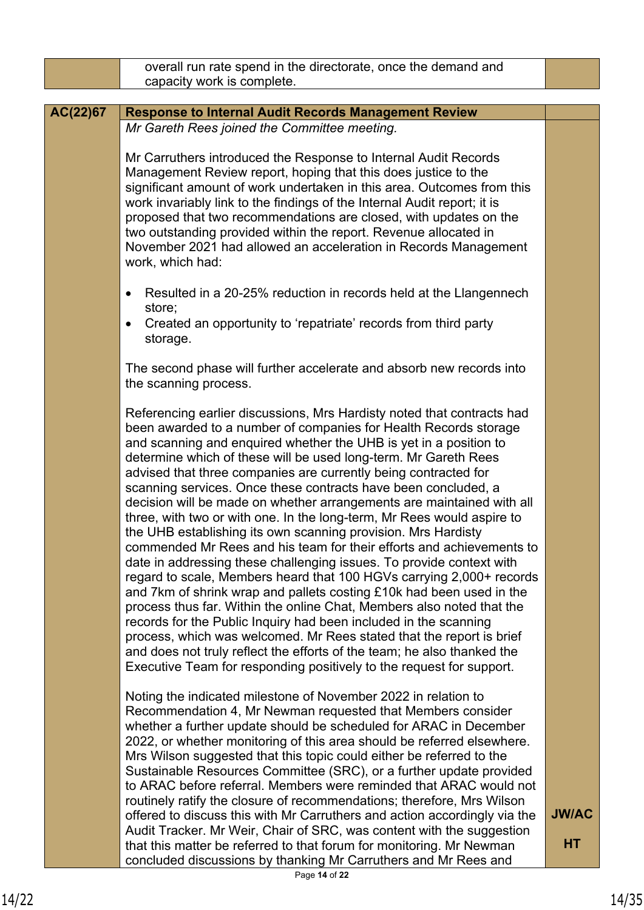| | overall run rate spend in the directorate, once the demand and capacity work is complete. | |
|---|---|---|

| **AC(22)67** | **Response to Internal Audit Records Management Review** | |
|---|---|---|
| | *Mr Gareth Rees joined the Committee meeting.*<br><br>Mr Carruthers introduced the Response to Internal Audit Records Management Review report, hoping that this does justice to the significant amount of work undertaken in this area. Outcomes from this work invariably link to the findings of the Internal Audit report; it is proposed that two recommendations are closed, with updates on the two outstanding provided within the report. Revenue allocated in November 2021 had allowed an acceleration in Records Management work, which had:<br><br>• Resulted in a 20-25% reduction in records held at the Llangennech store;<br>• Created an opportunity to 'repatriate' records from third party storage.<br><br>The second phase will further accelerate and absorb new records into the scanning process.<br><br>Referencing earlier discussions, Mrs Hardisty noted that contracts had been awarded to a number of companies for Health Records storage and scanning and enquired whether the UHB is yet in a position to determine which of these will be used long-term. Mr Gareth Rees advised that three companies are currently being contracted for scanning services. Once these contracts have been concluded, a decision will be made on whether arrangements are maintained with all three, with two or with one. In the long-term, Mr Rees would aspire to the UHB establishing its own scanning provision. Mrs Hardisty commended Mr Rees and his team for their efforts and achievements to date in addressing these challenging issues. To provide context with regard to scale, Members heard that 100 HGVs carrying 2,000+ records and 7km of shrink wrap and pallets costing £10k had been used in the process thus far. Within the online Chat, Members also noted that the records for the Public Inquiry had been included in the scanning process, which was welcomed. Mr Rees stated that the report is brief and does not truly reflect the efforts of the team; he also thanked the Executive Team for responding positively to the request for support.<br><br>Noting the indicated milestone of November 2022 in relation to Recommendation 4, Mr Newman requested that Members consider whether a further update should be scheduled for ARAC in December 2022, or whether monitoring of this area should be referred elsewhere. Mrs Wilson suggested that this topic could either be referred to the Sustainable Resources Committee (SRC), or a further update provided to ARAC before referral. Members were reminded that ARAC would not routinely ratify the closure of recommendations; therefore, Mrs Wilson offered to discuss this with Mr Carruthers and action accordingly via the Audit Tracker. Mr Weir, Chair of SRC, was content with the suggestion that this matter be referred to that forum for monitoring. Mr Newman concluded discussions by thanking Mr Carruthers and Mr Rees and | **JW/AC**<br><br>**HT** |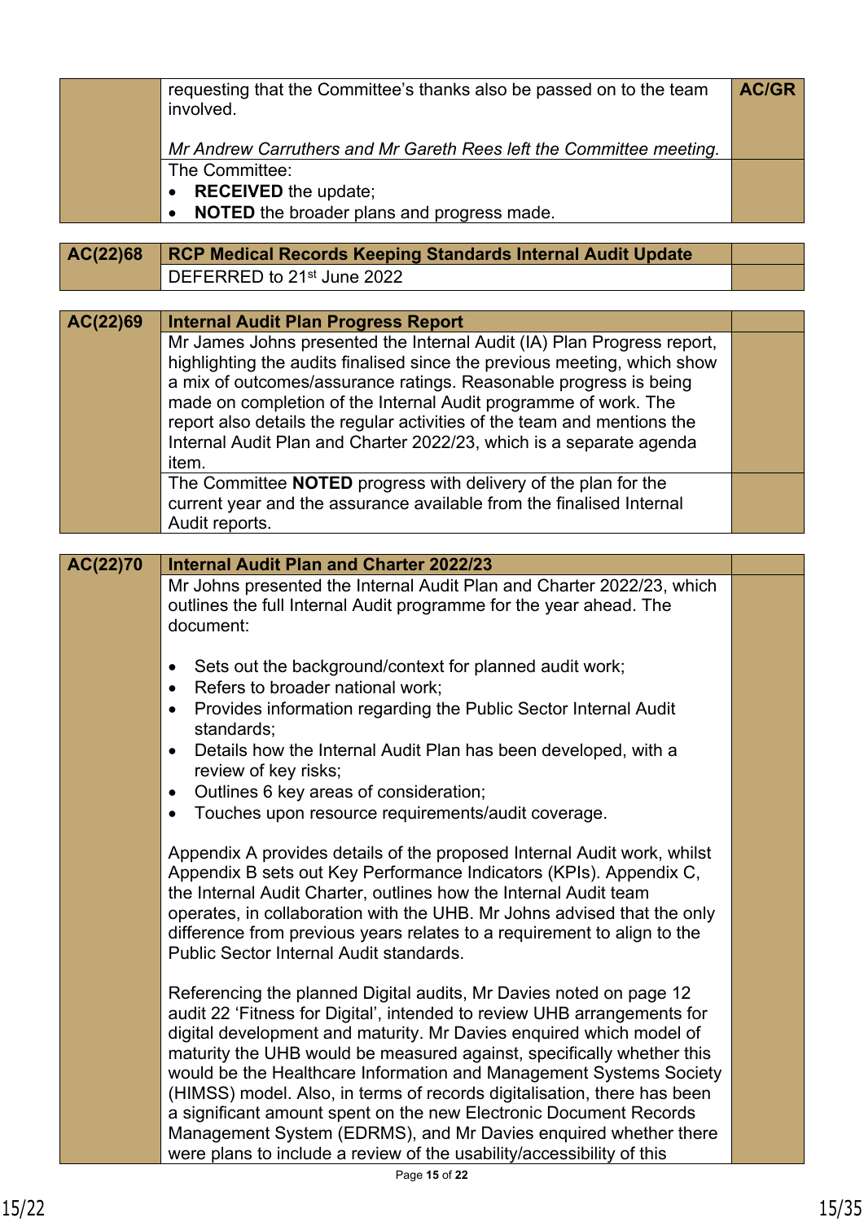| | | |
|---|---|---|
| | requesting that the Committee's thanks also be passed on to the team involved.<br><br>*Mr Andrew Carruthers and Mr Gareth Rees left the Committee meeting.* | **AC/GR** |
| | The Committee:<br>• **RECEIVED** the update;<br>• **NOTED** the broader plans and progress made. | |

| | | |
|---|---|---|
| **AC(22)68** | **RCP Medical Records Keeping Standards Internal Audit Update** | |
| | DEFERRED to 21st June 2022 | |

| | | |
|---|---|---|
| **AC(22)69** | **Internal Audit Plan Progress Report** | |
| | Mr James Johns presented the Internal Audit (IA) Plan Progress report, highlighting the audits finalised since the previous meeting, which show a mix of outcomes/assurance ratings. Reasonable progress is being made on completion of the Internal Audit programme of work. The report also details the regular activities of the team and mentions the Internal Audit Plan and Charter 2022/23, which is a separate agenda item. | |
| | The Committee **NOTED** progress with delivery of the plan for the current year and the assurance available from the finalised Internal Audit reports. | |

| | | |
|---|---|---|
| **AC(22)70** | **Internal Audit Plan and Charter 2022/23** | |
| | Mr Johns presented the Internal Audit Plan and Charter 2022/23, which outlines the full Internal Audit programme for the year ahead. The document:<br><br>• Sets out the background/context for planned audit work;<br>• Refers to broader national work;<br>• Provides information regarding the Public Sector Internal Audit standards;<br>• Details how the Internal Audit Plan has been developed, with a review of key risks;<br>• Outlines 6 key areas of consideration;<br>• Touches upon resource requirements/audit coverage.<br><br>Appendix A provides details of the proposed Internal Audit work, whilst Appendix B sets out Key Performance Indicators (KPIs). Appendix C, the Internal Audit Charter, outlines how the Internal Audit team operates, in collaboration with the UHB. Mr Johns advised that the only difference from previous years relates to a requirement to align to the Public Sector Internal Audit standards.<br><br>Referencing the planned Digital audits, Mr Davies noted on page 12 audit 22 'Fitness for Digital', intended to review UHB arrangements for digital development and maturity. Mr Davies enquired which model of maturity the UHB would be measured against, specifically whether this would be the Healthcare Information and Management Systems Society (HIMSS) model. Also, in terms of records digitalisation, there has been a significant amount spent on the new Electronic Document Records Management System (EDRMS), and Mr Davies enquired whether there were plans to include a review of the usability/accessibility of this | |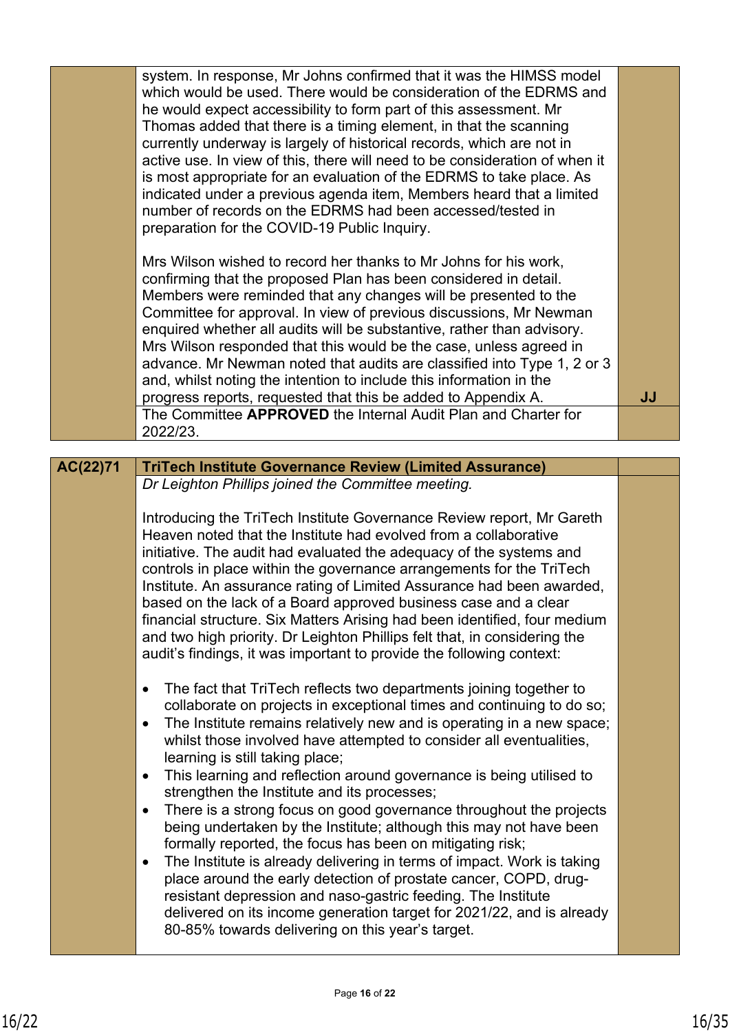| | | |
|---|---|---|
| | system. In response, Mr Johns confirmed that it was the HIMSS model which would be used. There would be consideration of the EDRMS and he would expect accessibility to form part of this assessment. Mr Thomas added that there is a timing element, in that the scanning currently underway is largely of historical records, which are not in active use. In view of this, there will need to be consideration of when it is most appropriate for an evaluation of the EDRMS to take place. As indicated under a previous agenda item, Members heard that a limited number of records on the EDRMS had been accessed/tested in preparation for the COVID-19 Public Inquiry.<br><br>Mrs Wilson wished to record her thanks to Mr Johns for his work, confirming that the proposed Plan has been considered in detail. Members were reminded that any changes will be presented to the Committee for approval. In view of previous discussions, Mr Newman enquired whether all audits will be substantive, rather than advisory. Mrs Wilson responded that this would be the case, unless agreed in advance. Mr Newman noted that audits are classified into Type 1, 2 or 3 and, whilst noting the intention to include this information in the progress reports, requested that this be added to Appendix A. | **JJ** |
| | The Committee **APPROVED** the Internal Audit Plan and Charter for 2022/23. | |

| | | |
|---|---|---|
| **AC(22)71** | **TriTech Institute Governance Review (Limited Assurance)** | |
| | *Dr Leighton Phillips joined the Committee meeting.*<br><br>Introducing the TriTech Institute Governance Review report, Mr Gareth Heaven noted that the Institute had evolved from a collaborative initiative. The audit had evaluated the adequacy of the systems and controls in place within the governance arrangements for the TriTech Institute. An assurance rating of Limited Assurance had been awarded, based on the lack of a Board approved business case and a clear financial structure. Six Matters Arising had been identified, four medium and two high priority. Dr Leighton Phillips felt that, in considering the audit's findings, it was important to provide the following context:<br><br>• The fact that TriTech reflects two departments joining together to collaborate on projects in exceptional times and continuing to do so;<br>• The Institute remains relatively new and is operating in a new space; whilst those involved have attempted to consider all eventualities, learning is still taking place;<br>• This learning and reflection around governance is being utilised to strengthen the Institute and its processes;<br>• There is a strong focus on good governance throughout the projects being undertaken by the Institute; although this may not have been formally reported, the focus has been on mitigating risk;<br>• The Institute is already delivering in terms of impact. Work is taking place around the early detection of prostate cancer, COPD, drug-resistant depression and naso-gastric feeding. The Institute delivered on its income generation target for 2021/22, and is already 80-85% towards delivering on this year's target. | |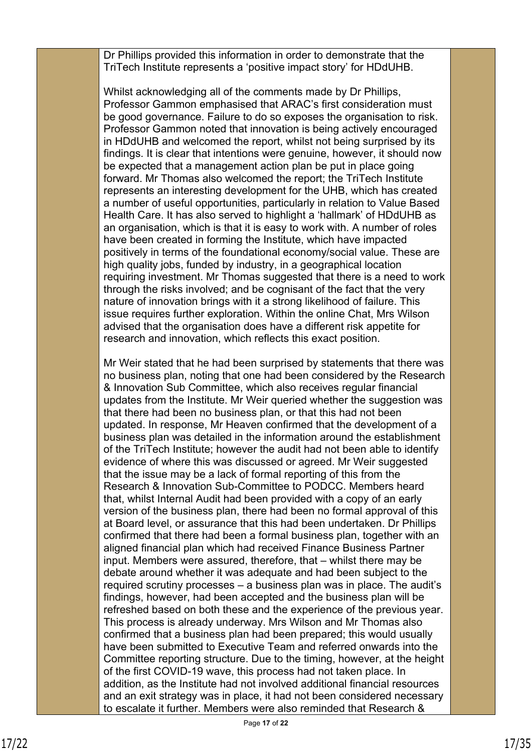Dr Phillips provided this information in order to demonstrate that the TriTech Institute represents a 'positive impact story' for HDdUHB.

Whilst acknowledging all of the comments made by Dr Phillips, Professor Gammon emphasised that ARAC's first consideration must be good governance. Failure to do so exposes the organisation to risk. Professor Gammon noted that innovation is being actively encouraged in HDdUHB and welcomed the report, whilst not being surprised by its findings. It is clear that intentions were genuine, however, it should now be expected that a management action plan be put in place going forward. Mr Thomas also welcomed the report; the TriTech Institute represents an interesting development for the UHB, which has created a number of useful opportunities, particularly in relation to Value Based Health Care. It has also served to highlight a 'hallmark' of HDdUHB as an organisation, which is that it is easy to work with. A number of roles have been created in forming the Institute, which have impacted positively in terms of the foundational economy/social value. These are high quality jobs, funded by industry, in a geographical location requiring investment. Mr Thomas suggested that there is a need to work through the risks involved; and be cognisant of the fact that the very nature of innovation brings with it a strong likelihood of failure. This issue requires further exploration. Within the online Chat, Mrs Wilson advised that the organisation does have a different risk appetite for research and innovation, which reflects this exact position.

Mr Weir stated that he had been surprised by statements that there was no business plan, noting that one had been considered by the Research & Innovation Sub Committee, which also receives regular financial updates from the Institute. Mr Weir queried whether the suggestion was that there had been no business plan, or that this had not been updated. In response, Mr Heaven confirmed that the development of a business plan was detailed in the information around the establishment of the TriTech Institute; however the audit had not been able to identify evidence of where this was discussed or agreed. Mr Weir suggested that the issue may be a lack of formal reporting of this from the Research & Innovation Sub-Committee to PODCC. Members heard that, whilst Internal Audit had been provided with a copy of an early version of the business plan, there had been no formal approval of this at Board level, or assurance that this had been undertaken. Dr Phillips confirmed that there had been a formal business plan, together with an aligned financial plan which had received Finance Business Partner input. Members were assured, therefore, that – whilst there may be debate around whether it was adequate and had been subject to the required scrutiny processes – a business plan was in place. The audit's findings, however, had been accepted and the business plan will be refreshed based on both these and the experience of the previous year. This process is already underway. Mrs Wilson and Mr Thomas also confirmed that a business plan had been prepared; this would usually have been submitted to Executive Team and referred onwards into the Committee reporting structure. Due to the timing, however, at the height of the first COVID-19 wave, this process had not taken place. In addition, as the Institute had not involved additional financial resources and an exit strategy was in place, it had not been considered necessary to escalate it further. Members were also reminded that Research &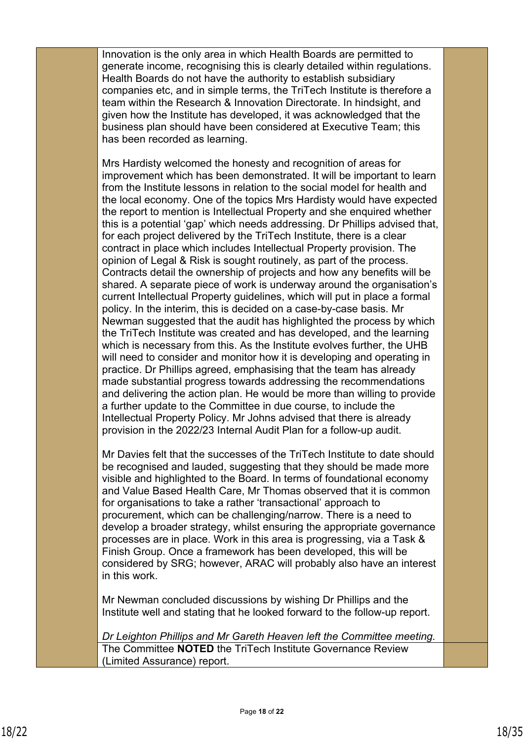Innovation is the only area in which Health Boards are permitted to generate income, recognising this is clearly detailed within regulations. Health Boards do not have the authority to establish subsidiary companies etc, and in simple terms, the TriTech Institute is therefore a team within the Research & Innovation Directorate. In hindsight, and given how the Institute has developed, it was acknowledged that the business plan should have been considered at Executive Team; this has been recorded as learning.

Mrs Hardisty welcomed the honesty and recognition of areas for improvement which has been demonstrated. It will be important to learn from the Institute lessons in relation to the social model for health and the local economy. One of the topics Mrs Hardisty would have expected the report to mention is Intellectual Property and she enquired whether this is a potential 'gap' which needs addressing. Dr Phillips advised that, for each project delivered by the TriTech Institute, there is a clear contract in place which includes Intellectual Property provision. The opinion of Legal & Risk is sought routinely, as part of the process. Contracts detail the ownership of projects and how any benefits will be shared. A separate piece of work is underway around the organisation's current Intellectual Property guidelines, which will put in place a formal policy. In the interim, this is decided on a case-by-case basis. Mr Newman suggested that the audit has highlighted the process by which the TriTech Institute was created and has developed, and the learning which is necessary from this. As the Institute evolves further, the UHB will need to consider and monitor how it is developing and operating in practice. Dr Phillips agreed, emphasising that the team has already made substantial progress towards addressing the recommendations and delivering the action plan. He would be more than willing to provide a further update to the Committee in due course, to include the Intellectual Property Policy. Mr Johns advised that there is already provision in the 2022/23 Internal Audit Plan for a follow-up audit.

Mr Davies felt that the successes of the TriTech Institute to date should be recognised and lauded, suggesting that they should be made more visible and highlighted to the Board. In terms of foundational economy and Value Based Health Care, Mr Thomas observed that it is common for organisations to take a rather 'transactional' approach to procurement, which can be challenging/narrow. There is a need to develop a broader strategy, whilst ensuring the appropriate governance processes are in place. Work in this area is progressing, via a Task & Finish Group. Once a framework has been developed, this will be considered by SRG; however, ARAC will probably also have an interest in this work.

Mr Newman concluded discussions by wishing Dr Phillips and the Institute well and stating that he looked forward to the follow-up report.

*Dr Leighton Phillips and Mr Gareth Heaven left the Committee meeting.*

The Committee **NOTED** the TriTech Institute Governance Review (Limited Assurance) report.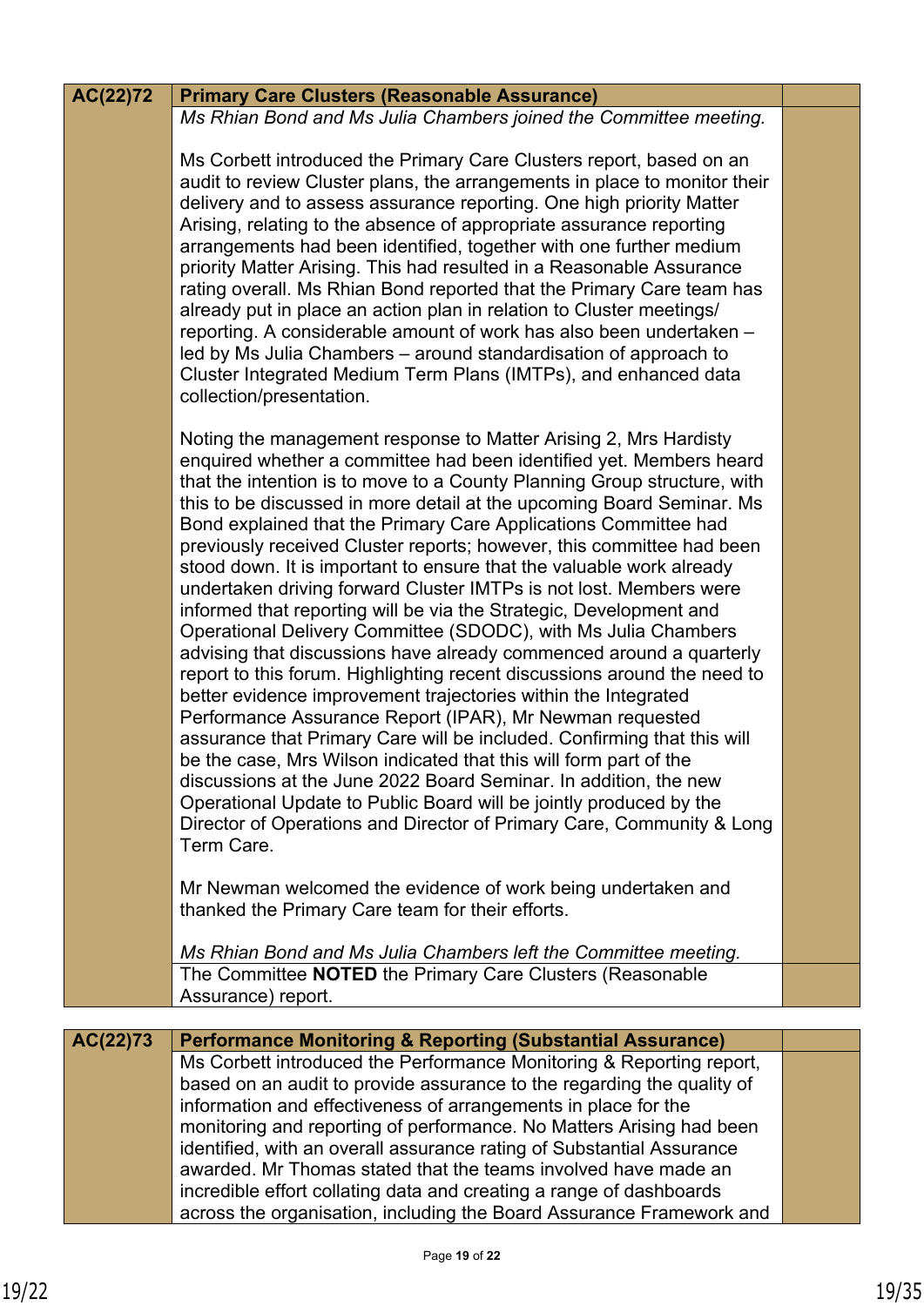| AC(22)72 | **Primary Care Clusters (Reasonable Assurance)** | |
|---|---|---|
| | *Ms Rhian Bond and Ms Julia Chambers joined the Committee meeting.*<br><br>Ms Corbett introduced the Primary Care Clusters report, based on an audit to review Cluster plans, the arrangements in place to monitor their delivery and to assess assurance reporting. One high priority Matter Arising, relating to the absence of appropriate assurance reporting arrangements had been identified, together with one further medium priority Matter Arising. This had resulted in a Reasonable Assurance rating overall. Ms Rhian Bond reported that the Primary Care team has already put in place an action plan in relation to Cluster meetings/ reporting. A considerable amount of work has also been undertaken – led by Ms Julia Chambers – around standardisation of approach to Cluster Integrated Medium Term Plans (IMTPs), and enhanced data collection/presentation.<br><br>Noting the management response to Matter Arising 2, Mrs Hardisty enquired whether a committee had been identified yet. Members heard that the intention is to move to a County Planning Group structure, with this to be discussed in more detail at the upcoming Board Seminar. Ms Bond explained that the Primary Care Applications Committee had previously received Cluster reports; however, this committee had been stood down. It is important to ensure that the valuable work already undertaken driving forward Cluster IMTPs is not lost. Members were informed that reporting will be via the Strategic, Development and Operational Delivery Committee (SDODC), with Ms Julia Chambers advising that discussions have already commenced around a quarterly report to this forum. Highlighting recent discussions around the need to better evidence improvement trajectories within the Integrated Performance Assurance Report (IPAR), Mr Newman requested assurance that Primary Care will be included. Confirming that this will be the case, Mrs Wilson indicated that this will form part of the discussions at the June 2022 Board Seminar. In addition, the new Operational Update to Public Board will be jointly produced by the Director of Operations and Director of Primary Care, Community & Long Term Care.<br><br>Mr Newman welcomed the evidence of work being undertaken and thanked the Primary Care team for their efforts.<br><br>*Ms Rhian Bond and Ms Julia Chambers left the Committee meeting.* | |
| | The Committee **NOTED** the Primary Care Clusters (Reasonable Assurance) report. | |

| AC(22)73 | **Performance Monitoring & Reporting (Substantial Assurance)** | |
|---|---|---|
| | Ms Corbett introduced the Performance Monitoring & Reporting report, based on an audit to provide assurance to the regarding the quality of information and effectiveness of arrangements in place for the monitoring and reporting of performance. No Matters Arising had been identified, with an overall assurance rating of Substantial Assurance awarded. Mr Thomas stated that the teams involved have made an incredible effort collating data and creating a range of dashboards across the organisation, including the Board Assurance Framework and | |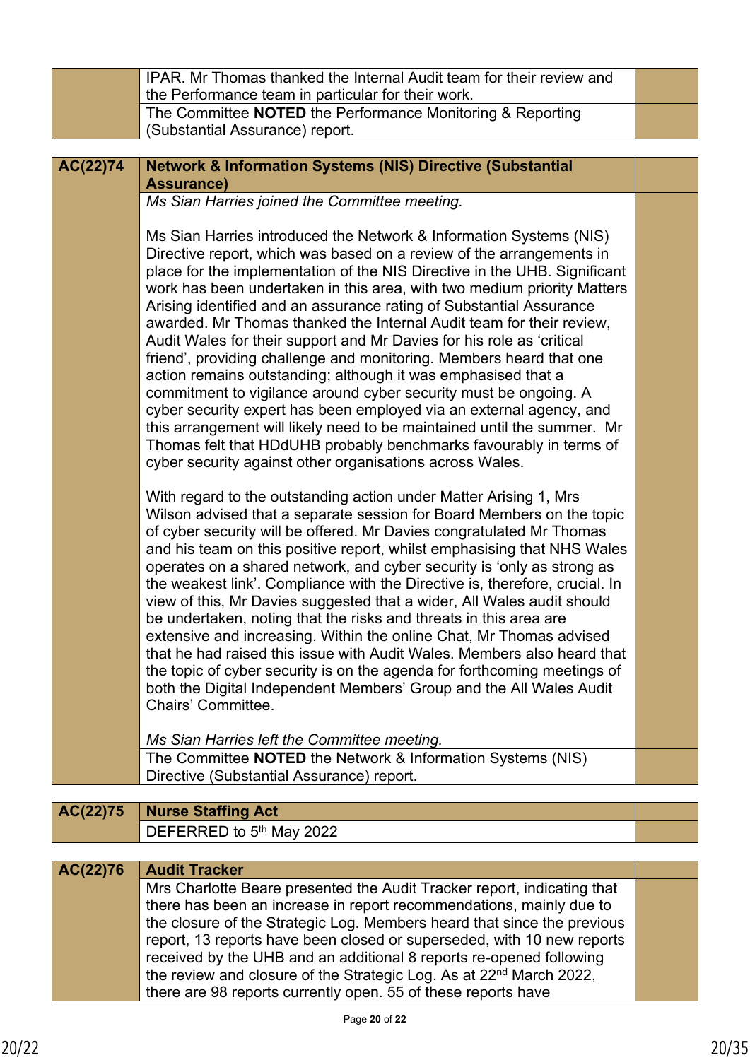| | | |
|---|---|---|
| | IPAR. Mr Thomas thanked the Internal Audit team for their review and the Performance team in particular for their work. | |
| | The Committee **NOTED** the Performance Monitoring & Reporting (Substantial Assurance) report. | |

| | | |
|---|---|---|
| **AC(22)74** | **Network & Information Systems (NIS) Directive (Substantial Assurance)** | |
| | *Ms Sian Harries joined the Committee meeting.*<br><br>Ms Sian Harries introduced the Network & Information Systems (NIS) Directive report, which was based on a review of the arrangements in place for the implementation of the NIS Directive in the UHB. Significant work has been undertaken in this area, with two medium priority Matters Arising identified and an assurance rating of Substantial Assurance awarded. Mr Thomas thanked the Internal Audit team for their review, Audit Wales for their support and Mr Davies for his role as 'critical friend', providing challenge and monitoring. Members heard that one action remains outstanding; although it was emphasised that a commitment to vigilance around cyber security must be ongoing. A cyber security expert has been employed via an external agency, and this arrangement will likely need to be maintained until the summer. Mr Thomas felt that HDdUHB probably benchmarks favourably in terms of cyber security against other organisations across Wales.<br><br>With regard to the outstanding action under Matter Arising 1, Mrs Wilson advised that a separate session for Board Members on the topic of cyber security will be offered. Mr Davies congratulated Mr Thomas and his team on this positive report, whilst emphasising that NHS Wales operates on a shared network, and cyber security is 'only as strong as the weakest link'. Compliance with the Directive is, therefore, crucial. In view of this, Mr Davies suggested that a wider, All Wales audit should be undertaken, noting that the risks and threats in this area are extensive and increasing. Within the online Chat, Mr Thomas advised that he had raised this issue with Audit Wales. Members also heard that the topic of cyber security is on the agenda for forthcoming meetings of both the Digital Independent Members' Group and the All Wales Audit Chairs' Committee.<br><br>*Ms Sian Harries left the Committee meeting.* | |
| | The Committee **NOTED** the Network & Information Systems (NIS) Directive (Substantial Assurance) report. | |

| | | |
|---|---|---|
| **AC(22)75** | **Nurse Staffing Act** | |
| | DEFERRED to 5th May 2022 | |

| | | |
|---|---|---|
| **AC(22)76** | **Audit Tracker** | |
| | Mrs Charlotte Beare presented the Audit Tracker report, indicating that there has been an increase in report recommendations, mainly due to the closure of the Strategic Log. Members heard that since the previous report, 13 reports have been closed or superseded, with 10 new reports received by the UHB and an additional 8 reports re-opened following the review and closure of the Strategic Log. As at 22nd March 2022, there are 98 reports currently open. 55 of these reports have | |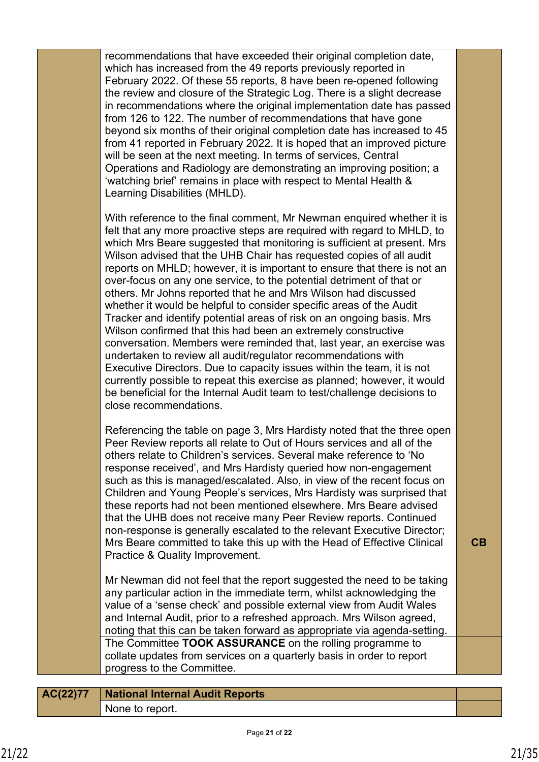| | | |
|---|---|---|
| | recommendations that have exceeded their original completion date, which has increased from the 49 reports previously reported in February 2022. Of these 55 reports, 8 have been re-opened following the review and closure of the Strategic Log. There is a slight decrease in recommendations where the original implementation date has passed from 126 to 122. The number of recommendations that have gone beyond six months of their original completion date has increased to 45 from 41 reported in February 2022. It is hoped that an improved picture will be seen at the next meeting. In terms of services, Central Operations and Radiology are demonstrating an improving position; a 'watching brief' remains in place with respect to Mental Health & Learning Disabilities (MHLD).<br><br>With reference to the final comment, Mr Newman enquired whether it is felt that any more proactive steps are required with regard to MHLD, to which Mrs Beare suggested that monitoring is sufficient at present. Mrs Wilson advised that the UHB Chair has requested copies of all audit reports on MHLD; however, it is important to ensure that there is not an over-focus on any one service, to the potential detriment of that or others. Mr Johns reported that he and Mrs Wilson had discussed whether it would be helpful to consider specific areas of the Audit Tracker and identify potential areas of risk on an ongoing basis. Mrs Wilson confirmed that this had been an extremely constructive conversation. Members were reminded that, last year, an exercise was undertaken to review all audit/regulator recommendations with Executive Directors. Due to capacity issues within the team, it is not currently possible to repeat this exercise as planned; however, it would be beneficial for the Internal Audit team to test/challenge decisions to close recommendations.<br><br>Referencing the table on page 3, Mrs Hardisty noted that the three open Peer Review reports all relate to Out of Hours services and all of the others relate to Children's services. Several make reference to 'No response received', and Mrs Hardisty queried how non-engagement such as this is managed/escalated. Also, in view of the recent focus on Children and Young People's services, Mrs Hardisty was surprised that these reports had not been mentioned elsewhere. Mrs Beare advised that the UHB does not receive many Peer Review reports. Continued non-response is generally escalated to the relevant Executive Director; Mrs Beare committed to take this up with the Head of Effective Clinical Practice & Quality Improvement.<br><br>Mr Newman did not feel that the report suggested the need to be taking any particular action in the immediate term, whilst acknowledging the value of a 'sense check' and possible external view from Audit Wales and Internal Audit, prior to a refreshed approach. Mrs Wilson agreed, noting that this can be taken forward as appropriate via agenda-setting. | **CB** |
| | The Committee **TOOK ASSURANCE** on the rolling programme to collate updates from services on a quarterly basis in order to report progress to the Committee. | |

| | | |
|---|---|---|
| **AC(22)77** | **National Internal Audit Reports** | |
| | None to report. | |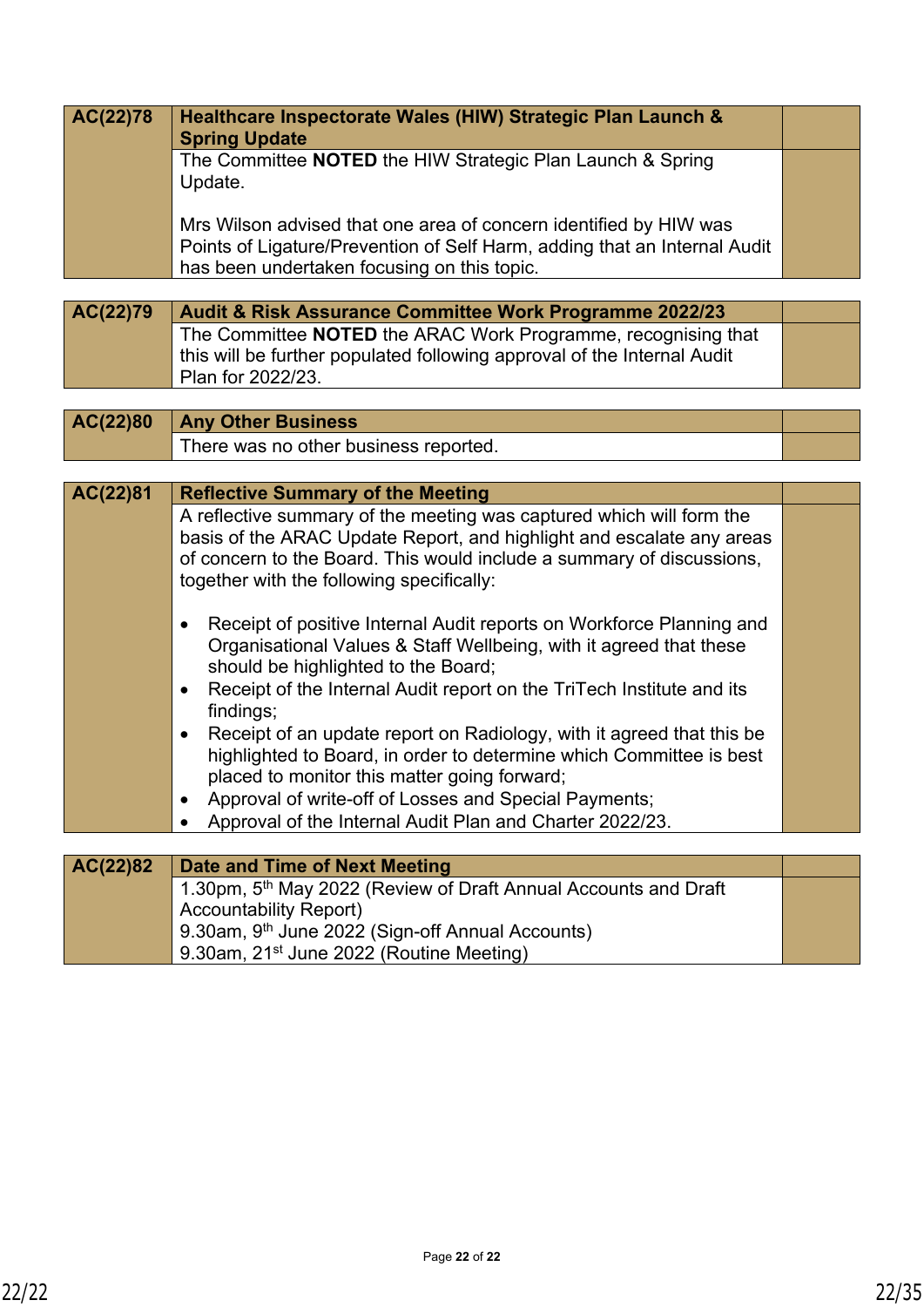| AC(22)78 | Healthcare Inspectorate Wales (HIW) Strategic Plan Launch & Spring Update | |
|---|---|---|
| | The Committee **NOTED** the HIW Strategic Plan Launch & Spring Update.<br><br>Mrs Wilson advised that one area of concern identified by HIW was Points of Ligature/Prevention of Self Harm, adding that an Internal Audit has been undertaken focusing on this topic. | |

| AC(22)79 | Audit & Risk Assurance Committee Work Programme 2022/23 | |
|---|---|---|
| | The Committee **NOTED** the ARAC Work Programme, recognising that this will be further populated following approval of the Internal Audit Plan for 2022/23. | |

| AC(22)80 | Any Other Business | |
|---|---|---|
| | There was no other business reported. | |

| AC(22)81 | Reflective Summary of the Meeting | |
|---|---|---|
| | A reflective summary of the meeting was captured which will form the basis of the ARAC Update Report, and highlight and escalate any areas of concern to the Board. This would include a summary of discussions, together with the following specifically:<br><br>• Receipt of positive Internal Audit reports on Workforce Planning and Organisational Values & Staff Wellbeing, with it agreed that these should be highlighted to the Board;<br>• Receipt of the Internal Audit report on the TriTech Institute and its findings;<br>• Receipt of an update report on Radiology, with it agreed that this be highlighted to Board, in order to determine which Committee is best placed to monitor this matter going forward;<br>• Approval of write-off of Losses and Special Payments;<br>• Approval of the Internal Audit Plan and Charter 2022/23. | |

| AC(22)82 | Date and Time of Next Meeting | |
|---|---|---|
| | 1.30pm, 5th May 2022 (Review of Draft Annual Accounts and Draft Accountability Report)<br>9.30am, 9th June 2022 (Sign-off Annual Accounts)<br>9.30am, 21st June 2022 (Routine Meeting) | |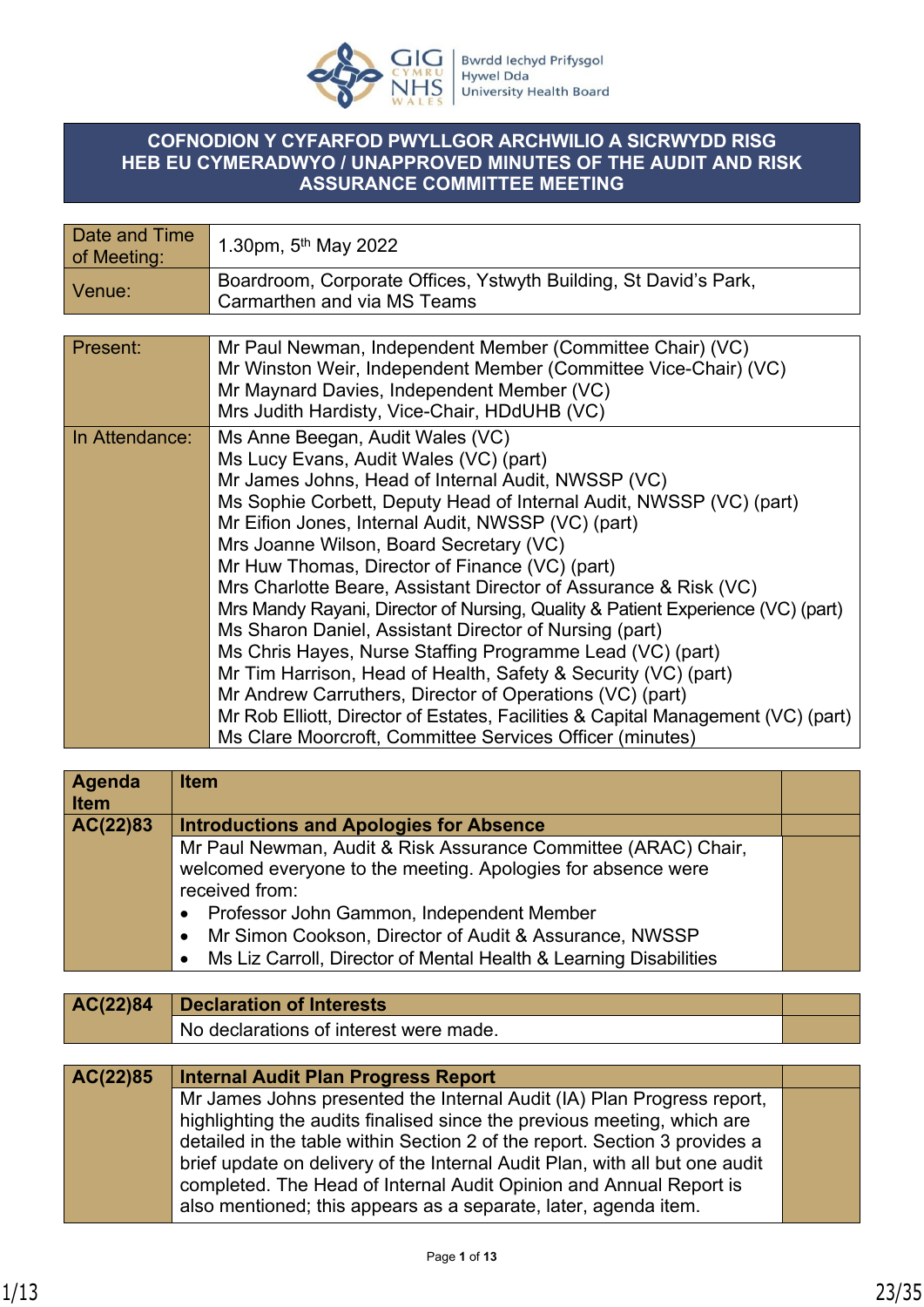# COFNODION Y CYFARFOD PWYLLGOR ARCHWILIO A SICRWYDD RISG HEB EU CYMERADWYO / UNAPPROVED MINUTES OF THE AUDIT AND RISK ASSURANCE COMMITTEE MEETING

| Date and Time of Meeting: | 1.30pm, 5th May 2022 |
|---|---|
| Venue: | Boardroom, Corporate Offices, Ystwyth Building, St David's Park, Carmarthen and via MS Teams |

| Present: | Mr Paul Newman, Independent Member (Committee Chair) (VC)<br>Mr Winston Weir, Independent Member (Committee Vice-Chair) (VC)<br>Mr Maynard Davies, Independent Member (VC)<br>Mrs Judith Hardisty, Vice-Chair, HDdUHB (VC) |
|---|---|
| In Attendance: | Ms Anne Beegan, Audit Wales (VC)<br>Ms Lucy Evans, Audit Wales (VC) (part)<br>Mr James Johns, Head of Internal Audit, NWSSP (VC)<br>Ms Sophie Corbett, Deputy Head of Internal Audit, NWSSP (VC) (part)<br>Mr Eifion Jones, Internal Audit, NWSSP (VC) (part)<br>Mrs Joanne Wilson, Board Secretary (VC)<br>Mr Huw Thomas, Director of Finance (VC) (part)<br>Mrs Charlotte Beare, Assistant Director of Assurance & Risk (VC)<br>Mrs Mandy Rayani, Director of Nursing, Quality & Patient Experience (VC) (part)<br>Ms Sharon Daniel, Assistant Director of Nursing (part)<br>Ms Chris Hayes, Nurse Staffing Programme Lead (VC) (part)<br>Mr Tim Harrison, Head of Health, Safety & Security (VC) (part)<br>Mr Andrew Carruthers, Director of Operations (VC) (part)<br>Mr Rob Elliott, Director of Estates, Facilities & Capital Management (VC) (part)<br>Ms Clare Moorcroft, Committee Services Officer (minutes) |

| Agenda Item | Item | |
|---|---|---|
| **AC(22)83** | **Introductions and Apologies for Absence** | |
| | Mr Paul Newman, Audit & Risk Assurance Committee (ARAC) Chair, welcomed everyone to the meeting. Apologies for absence were received from:<br>• Professor John Gammon, Independent Member<br>• Mr Simon Cookson, Director of Audit & Assurance, NWSSP<br>• Ms Liz Carroll, Director of Mental Health & Learning Disabilities | |

| | | |
|---|---|---|
| **AC(22)84** | **Declaration of Interests** | |
| | No declarations of interest were made. | |

| | | |
|---|---|---|
| **AC(22)85** | **Internal Audit Plan Progress Report** | |
| | Mr James Johns presented the Internal Audit (IA) Plan Progress report, highlighting the audits finalised since the previous meeting, which are detailed in the table within Section 2 of the report. Section 3 provides a brief update on delivery of the Internal Audit Plan, with all but one audit completed. The Head of Internal Audit Opinion and Annual Report is also mentioned; this appears as a separate, later, agenda item. | |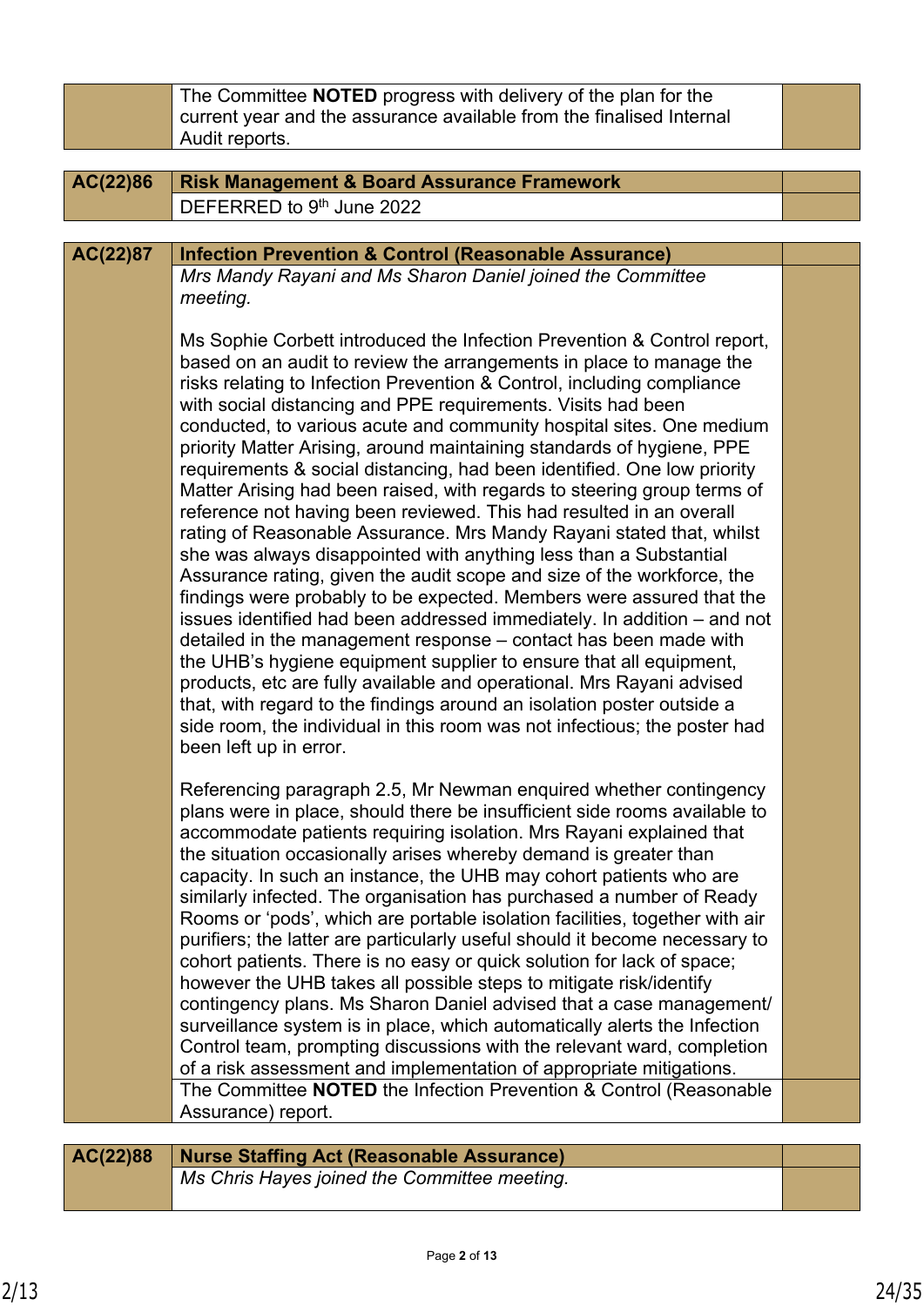| | | |
|---|---|---|
| | The Committee **NOTED** progress with delivery of the plan for the current year and the assurance available from the finalised Internal Audit reports. | |

| | | |
|---|---|---|
| **AC(22)86** | **Risk Management & Board Assurance Framework** | |
| | DEFERRED to 9th June 2022 | |

| | | |
|---|---|---|
| **AC(22)87** | **Infection Prevention & Control (Reasonable Assurance)** | |
| | *Mrs Mandy Rayani and Ms Sharon Daniel joined the Committee meeting.*<br><br>Ms Sophie Corbett introduced the Infection Prevention & Control report, based on an audit to review the arrangements in place to manage the risks relating to Infection Prevention & Control, including compliance with social distancing and PPE requirements. Visits had been conducted, to various acute and community hospital sites. One medium priority Matter Arising, around maintaining standards of hygiene, PPE requirements & social distancing, had been identified. One low priority Matter Arising had been raised, with regards to steering group terms of reference not having been reviewed. This had resulted in an overall rating of Reasonable Assurance. Mrs Mandy Rayani stated that, whilst she was always disappointed with anything less than a Substantial Assurance rating, given the audit scope and size of the workforce, the findings were probably to be expected. Members were assured that the issues identified had been addressed immediately. In addition – and not detailed in the management response – contact has been made with the UHB's hygiene equipment supplier to ensure that all equipment, products, etc are fully available and operational. Mrs Rayani advised that, with regard to the findings around an isolation poster outside a side room, the individual in this room was not infectious; the poster had been left up in error.<br><br>Referencing paragraph 2.5, Mr Newman enquired whether contingency plans were in place, should there be insufficient side rooms available to accommodate patients requiring isolation. Mrs Rayani explained that the situation occasionally arises whereby demand is greater than capacity. In such an instance, the UHB may cohort patients who are similarly infected. The organisation has purchased a number of Ready Rooms or 'pods', which are portable isolation facilities, together with air purifiers; the latter are particularly useful should it become necessary to cohort patients. There is no easy or quick solution for lack of space; however the UHB takes all possible steps to mitigate risk/identify contingency plans. Ms Sharon Daniel advised that a case management/ surveillance system is in place, which automatically alerts the Infection Control team, prompting discussions with the relevant ward, completion of a risk assessment and implementation of appropriate mitigations. | |
| | The Committee **NOTED** the Infection Prevention & Control (Reasonable Assurance) report. | |

| | | |
|---|---|---|
| **AC(22)88** | **Nurse Staffing Act (Reasonable Assurance)** | |
| | *Ms Chris Hayes joined the Committee meeting.* | |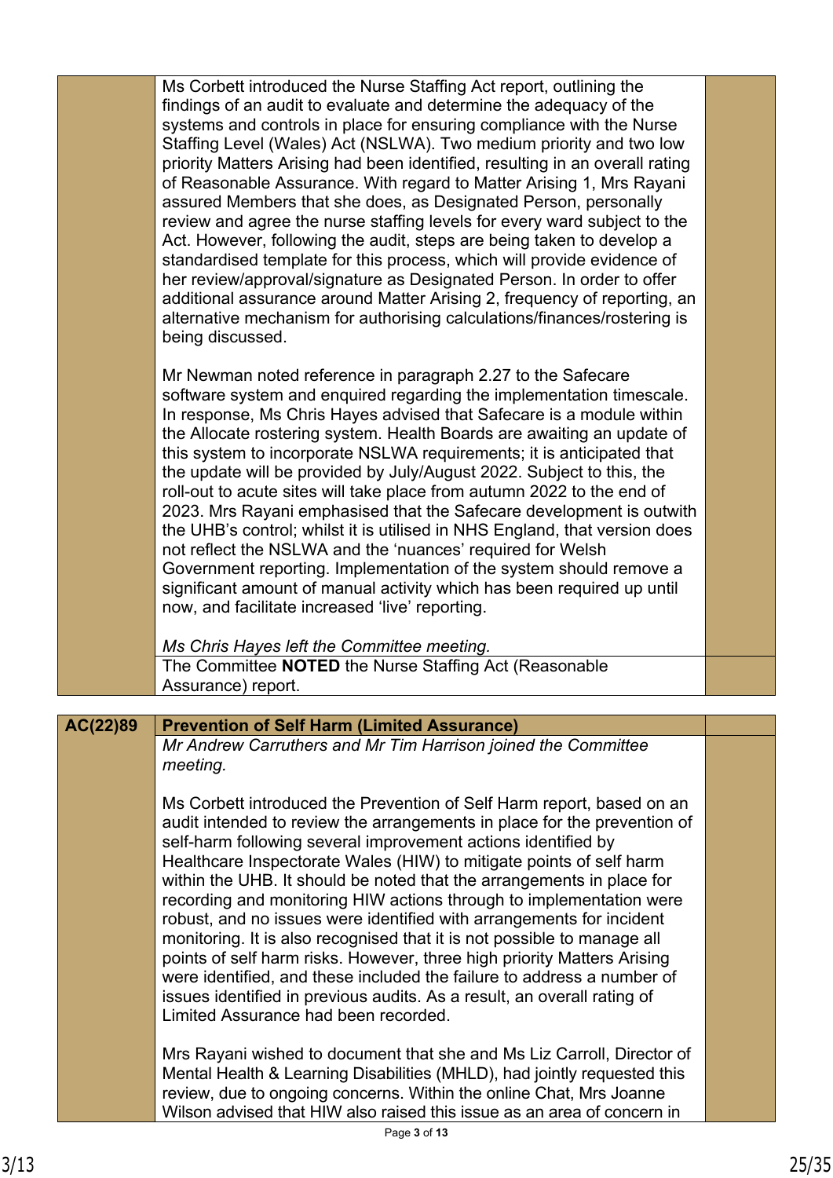Ms Corbett introduced the Nurse Staffing Act report, outlining the findings of an audit to evaluate and determine the adequacy of the systems and controls in place for ensuring compliance with the Nurse Staffing Level (Wales) Act (NSLWA). Two medium priority and two low priority Matters Arising had been identified, resulting in an overall rating of Reasonable Assurance. With regard to Matter Arising 1, Mrs Rayani assured Members that she does, as Designated Person, personally review and agree the nurse staffing levels for every ward subject to the Act. However, following the audit, steps are being taken to develop a standardised template for this process, which will provide evidence of her review/approval/signature as Designated Person. In order to offer additional assurance around Matter Arising 2, frequency of reporting, an alternative mechanism for authorising calculations/finances/rostering is being discussed.

Mr Newman noted reference in paragraph 2.27 to the Safecare software system and enquired regarding the implementation timescale. In response, Ms Chris Hayes advised that Safecare is a module within the Allocate rostering system. Health Boards are awaiting an update of this system to incorporate NSLWA requirements; it is anticipated that the update will be provided by July/August 2022. Subject to this, the roll-out to acute sites will take place from autumn 2022 to the end of 2023. Mrs Rayani emphasised that the Safecare development is outwith the UHB's control; whilst it is utilised in NHS England, that version does not reflect the NSLWA and the 'nuances' required for Welsh Government reporting. Implementation of the system should remove a significant amount of manual activity which has been required up until now, and facilitate increased 'live' reporting.

*Ms Chris Hayes left the Committee meeting.*

The Committee **NOTED** the Nurse Staffing Act (Reasonable Assurance) report.

| AC(22)89 | **Prevention of Self Harm (Limited Assurance)** | |
|---|---|---|

*Mr Andrew Carruthers and Mr Tim Harrison joined the Committee meeting.*

Ms Corbett introduced the Prevention of Self Harm report, based on an audit intended to review the arrangements in place for the prevention of self-harm following several improvement actions identified by Healthcare Inspectorate Wales (HIW) to mitigate points of self harm within the UHB. It should be noted that the arrangements in place for recording and monitoring HIW actions through to implementation were robust, and no issues were identified with arrangements for incident monitoring. It is also recognised that it is not possible to manage all points of self harm risks. However, three high priority Matters Arising were identified, and these included the failure to address a number of issues identified in previous audits. As a result, an overall rating of Limited Assurance had been recorded.

Mrs Rayani wished to document that she and Ms Liz Carroll, Director of Mental Health & Learning Disabilities (MHLD), had jointly requested this review, due to ongoing concerns. Within the online Chat, Mrs Joanne Wilson advised that HIW also raised this issue as an area of concern in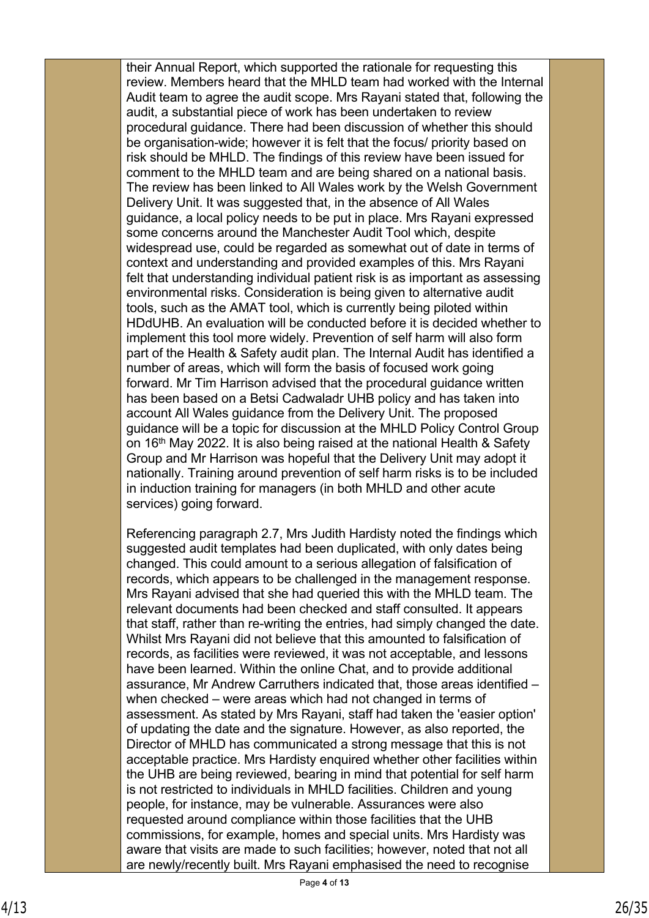their Annual Report, which supported the rationale for requesting this review. Members heard that the MHLD team had worked with the Internal Audit team to agree the audit scope. Mrs Rayani stated that, following the audit, a substantial piece of work has been undertaken to review procedural guidance. There had been discussion of whether this should be organisation-wide; however it is felt that the focus/ priority based on risk should be MHLD. The findings of this review have been issued for comment to the MHLD team and are being shared on a national basis. The review has been linked to All Wales work by the Welsh Government Delivery Unit. It was suggested that, in the absence of All Wales guidance, a local policy needs to be put in place. Mrs Rayani expressed some concerns around the Manchester Audit Tool which, despite widespread use, could be regarded as somewhat out of date in terms of context and understanding and provided examples of this. Mrs Rayani felt that understanding individual patient risk is as important as assessing environmental risks. Consideration is being given to alternative audit tools, such as the AMAT tool, which is currently being piloted within HDdUHB. An evaluation will be conducted before it is decided whether to implement this tool more widely. Prevention of self harm will also form part of the Health & Safety audit plan. The Internal Audit has identified a number of areas, which will form the basis of focused work going forward. Mr Tim Harrison advised that the procedural guidance written has been based on a Betsi Cadwaladr UHB policy and has taken into account All Wales guidance from the Delivery Unit. The proposed guidance will be a topic for discussion at the MHLD Policy Control Group on 16th May 2022. It is also being raised at the national Health & Safety Group and Mr Harrison was hopeful that the Delivery Unit may adopt it nationally. Training around prevention of self harm risks is to be included in induction training for managers (in both MHLD and other acute services) going forward.

Referencing paragraph 2.7, Mrs Judith Hardisty noted the findings which suggested audit templates had been duplicated, with only dates being changed. This could amount to a serious allegation of falsification of records, which appears to be challenged in the management response. Mrs Rayani advised that she had queried this with the MHLD team. The relevant documents had been checked and staff consulted. It appears that staff, rather than re-writing the entries, had simply changed the date. Whilst Mrs Rayani did not believe that this amounted to falsification of records, as facilities were reviewed, it was not acceptable, and lessons have been learned. Within the online Chat, and to provide additional assurance, Mr Andrew Carruthers indicated that, those areas identified – when checked – were areas which had not changed in terms of assessment. As stated by Mrs Rayani, staff had taken the 'easier option' of updating the date and the signature. However, as also reported, the Director of MHLD has communicated a strong message that this is not acceptable practice. Mrs Hardisty enquired whether other facilities within the UHB are being reviewed, bearing in mind that potential for self harm is not restricted to individuals in MHLD facilities. Children and young people, for instance, may be vulnerable. Assurances were also requested around compliance within those facilities that the UHB commissions, for example, homes and special units. Mrs Hardisty was aware that visits are made to such facilities; however, noted that not all are newly/recently built. Mrs Rayani emphasised the need to recognise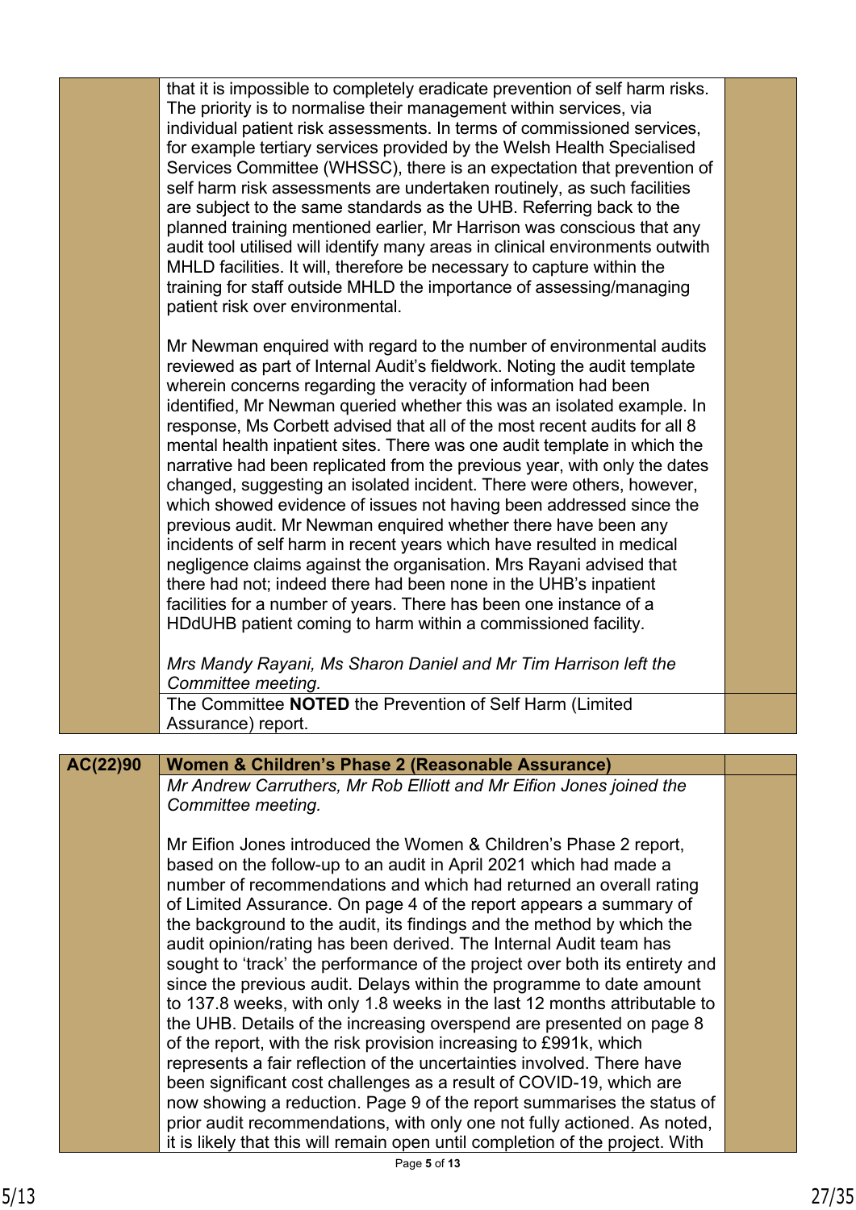| | | |
|---|---|---|
| | that it is impossible to completely eradicate prevention of self harm risks. The priority is to normalise their management within services, via individual patient risk assessments. In terms of commissioned services, for example tertiary services provided by the Welsh Health Specialised Services Committee (WHSSC), there is an expectation that prevention of self harm risk assessments are undertaken routinely, as such facilities are subject to the same standards as the UHB. Referring back to the planned training mentioned earlier, Mr Harrison was conscious that any audit tool utilised will identify many areas in clinical environments outwith MHLD facilities. It will, therefore be necessary to capture within the training for staff outside MHLD the importance of assessing/managing patient risk over environmental.<br><br>Mr Newman enquired with regard to the number of environmental audits reviewed as part of Internal Audit's fieldwork. Noting the audit template wherein concerns regarding the veracity of information had been identified, Mr Newman queried whether this was an isolated example. In response, Ms Corbett advised that all of the most recent audits for all 8 mental health inpatient sites. There was one audit template in which the narrative had been replicated from the previous year, with only the dates changed, suggesting an isolated incident. There were others, however, which showed evidence of issues not having been addressed since the previous audit. Mr Newman enquired whether there have been any incidents of self harm in recent years which have resulted in medical negligence claims against the organisation. Mrs Rayani advised that there had not; indeed there had been none in the UHB's inpatient facilities for a number of years. There has been one instance of a HDdUHB patient coming to harm within a commissioned facility.<br><br>*Mrs Mandy Rayani, Ms Sharon Daniel and Mr Tim Harrison left the Committee meeting.* | |
| | The Committee **NOTED** the Prevention of Self Harm (Limited Assurance) report. | |

| | | |
|---|---|---|
| **AC(22)90** | **Women & Children's Phase 2 (Reasonable Assurance)** | |
| | *Mr Andrew Carruthers, Mr Rob Elliott and Mr Eifion Jones joined the Committee meeting.*<br><br>Mr Eifion Jones introduced the Women & Children's Phase 2 report, based on the follow-up to an audit in April 2021 which had made a number of recommendations and which had returned an overall rating of Limited Assurance. On page 4 of the report appears a summary of the background to the audit, its findings and the method by which the audit opinion/rating has been derived. The Internal Audit team has sought to 'track' the performance of the project over both its entirety and since the previous audit. Delays within the programme to date amount to 137.8 weeks, with only 1.8 weeks in the last 12 months attributable to the UHB. Details of the increasing overspend are presented on page 8 of the report, with the risk provision increasing to £991k, which represents a fair reflection of the uncertainties involved. There have been significant cost challenges as a result of COVID-19, which are now showing a reduction. Page 9 of the report summarises the status of prior audit recommendations, with only one not fully actioned. As noted, it is likely that this will remain open until completion of the project. With | |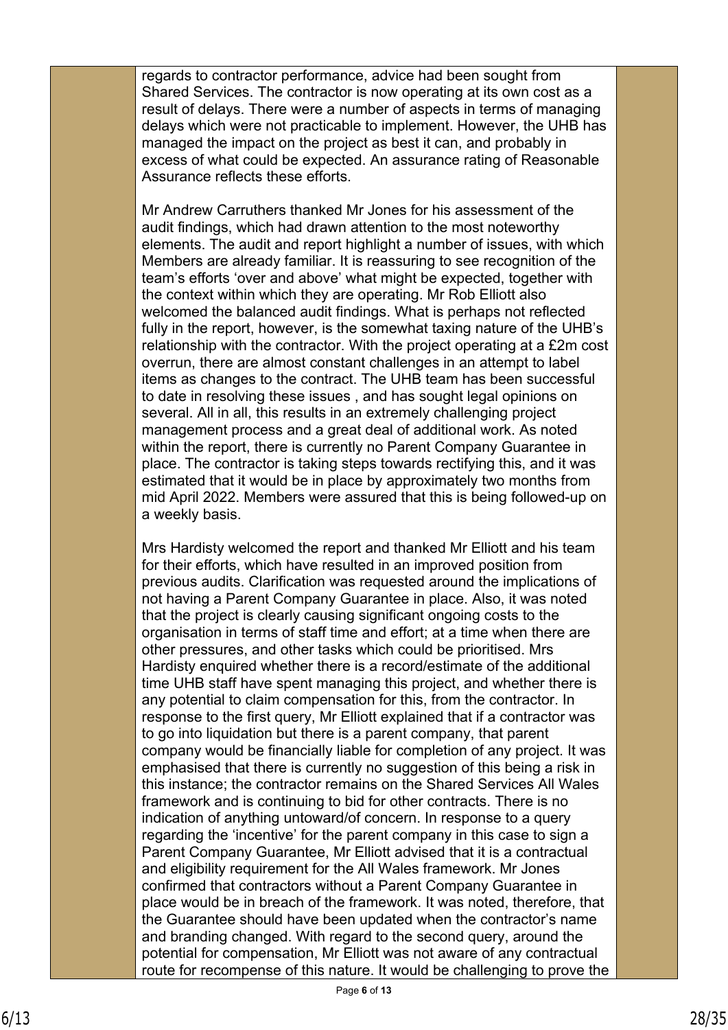regards to contractor performance, advice had been sought from Shared Services. The contractor is now operating at its own cost as a result of delays. There were a number of aspects in terms of managing delays which were not practicable to implement. However, the UHB has managed the impact on the project as best it can, and probably in excess of what could be expected. An assurance rating of Reasonable Assurance reflects these efforts.

Mr Andrew Carruthers thanked Mr Jones for his assessment of the audit findings, which had drawn attention to the most noteworthy elements. The audit and report highlight a number of issues, with which Members are already familiar. It is reassuring to see recognition of the team's efforts 'over and above' what might be expected, together with the context within which they are operating. Mr Rob Elliott also welcomed the balanced audit findings. What is perhaps not reflected fully in the report, however, is the somewhat taxing nature of the UHB's relationship with the contractor. With the project operating at a £2m cost overrun, there are almost constant challenges in an attempt to label items as changes to the contract. The UHB team has been successful to date in resolving these issues , and has sought legal opinions on several. All in all, this results in an extremely challenging project management process and a great deal of additional work. As noted within the report, there is currently no Parent Company Guarantee in place. The contractor is taking steps towards rectifying this, and it was estimated that it would be in place by approximately two months from mid April 2022. Members were assured that this is being followed-up on a weekly basis.

Mrs Hardisty welcomed the report and thanked Mr Elliott and his team for their efforts, which have resulted in an improved position from previous audits. Clarification was requested around the implications of not having a Parent Company Guarantee in place. Also, it was noted that the project is clearly causing significant ongoing costs to the organisation in terms of staff time and effort; at a time when there are other pressures, and other tasks which could be prioritised. Mrs Hardisty enquired whether there is a record/estimate of the additional time UHB staff have spent managing this project, and whether there is any potential to claim compensation for this, from the contractor. In response to the first query, Mr Elliott explained that if a contractor was to go into liquidation but there is a parent company, that parent company would be financially liable for completion of any project. It was emphasised that there is currently no suggestion of this being a risk in this instance; the contractor remains on the Shared Services All Wales framework and is continuing to bid for other contracts. There is no indication of anything untoward/of concern. In response to a query regarding the 'incentive' for the parent company in this case to sign a Parent Company Guarantee, Mr Elliott advised that it is a contractual and eligibility requirement for the All Wales framework. Mr Jones confirmed that contractors without a Parent Company Guarantee in place would be in breach of the framework. It was noted, therefore, that the Guarantee should have been updated when the contractor's name and branding changed. With regard to the second query, around the potential for compensation, Mr Elliott was not aware of any contractual route for recompense of this nature. It would be challenging to prove the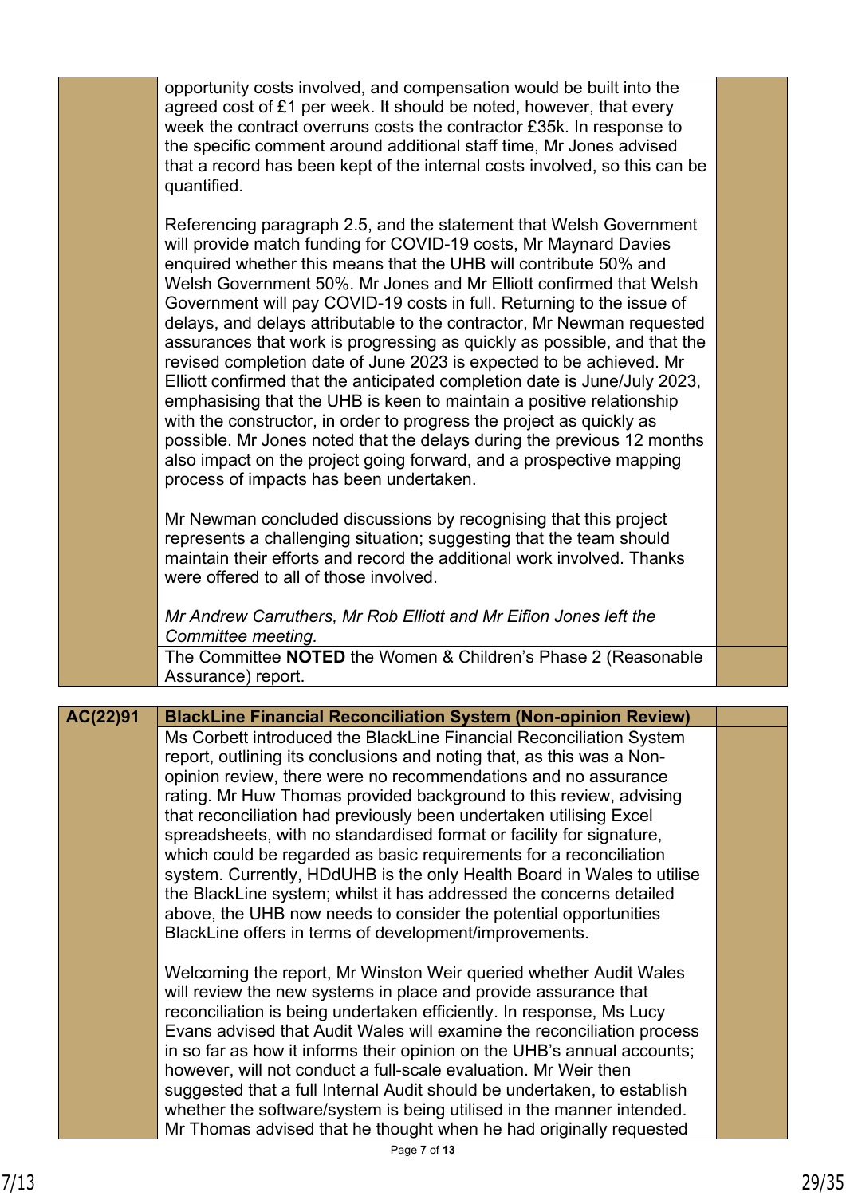| | | |
|---|---|---|
| | opportunity costs involved, and compensation would be built into the agreed cost of £1 per week. It should be noted, however, that every week the contract overruns costs the contractor £35k. In response to the specific comment around additional staff time, Mr Jones advised that a record has been kept of the internal costs involved, so this can be quantified.<br><br>Referencing paragraph 2.5, and the statement that Welsh Government will provide match funding for COVID-19 costs, Mr Maynard Davies enquired whether this means that the UHB will contribute 50% and Welsh Government 50%. Mr Jones and Mr Elliott confirmed that Welsh Government will pay COVID-19 costs in full. Returning to the issue of delays, and delays attributable to the contractor, Mr Newman requested assurances that work is progressing as quickly as possible, and that the revised completion date of June 2023 is expected to be achieved. Mr Elliott confirmed that the anticipated completion date is June/July 2023, emphasising that the UHB is keen to maintain a positive relationship with the constructor, in order to progress the project as quickly as possible. Mr Jones noted that the delays during the previous 12 months also impact on the project going forward, and a prospective mapping process of impacts has been undertaken.<br><br>Mr Newman concluded discussions by recognising that this project represents a challenging situation; suggesting that the team should maintain their efforts and record the additional work involved. Thanks were offered to all of those involved.<br><br>*Mr Andrew Carruthers, Mr Rob Elliott and Mr Eifion Jones left the Committee meeting.* | |
| | The Committee **NOTED** the Women & Children's Phase 2 (Reasonable Assurance) report. | |

| | | |
|---|---|---|
| **AC(22)91** | **BlackLine Financial Reconciliation System (Non-opinion Review)** | |
| | Ms Corbett introduced the BlackLine Financial Reconciliation System report, outlining its conclusions and noting that, as this was a Non-opinion review, there were no recommendations and no assurance rating. Mr Huw Thomas provided background to this review, advising that reconciliation had previously been undertaken utilising Excel spreadsheets, with no standardised format or facility for signature, which could be regarded as basic requirements for a reconciliation system. Currently, HDdUHB is the only Health Board in Wales to utilise the BlackLine system; whilst it has addressed the concerns detailed above, the UHB now needs to consider the potential opportunities BlackLine offers in terms of development/improvements.<br><br>Welcoming the report, Mr Winston Weir queried whether Audit Wales will review the new systems in place and provide assurance that reconciliation is being undertaken efficiently. In response, Ms Lucy Evans advised that Audit Wales will examine the reconciliation process in so far as how it informs their opinion on the UHB's annual accounts; however, will not conduct a full-scale evaluation. Mr Weir then suggested that a full Internal Audit should be undertaken, to establish whether the software/system is being utilised in the manner intended. Mr Thomas advised that he thought when he had originally requested | |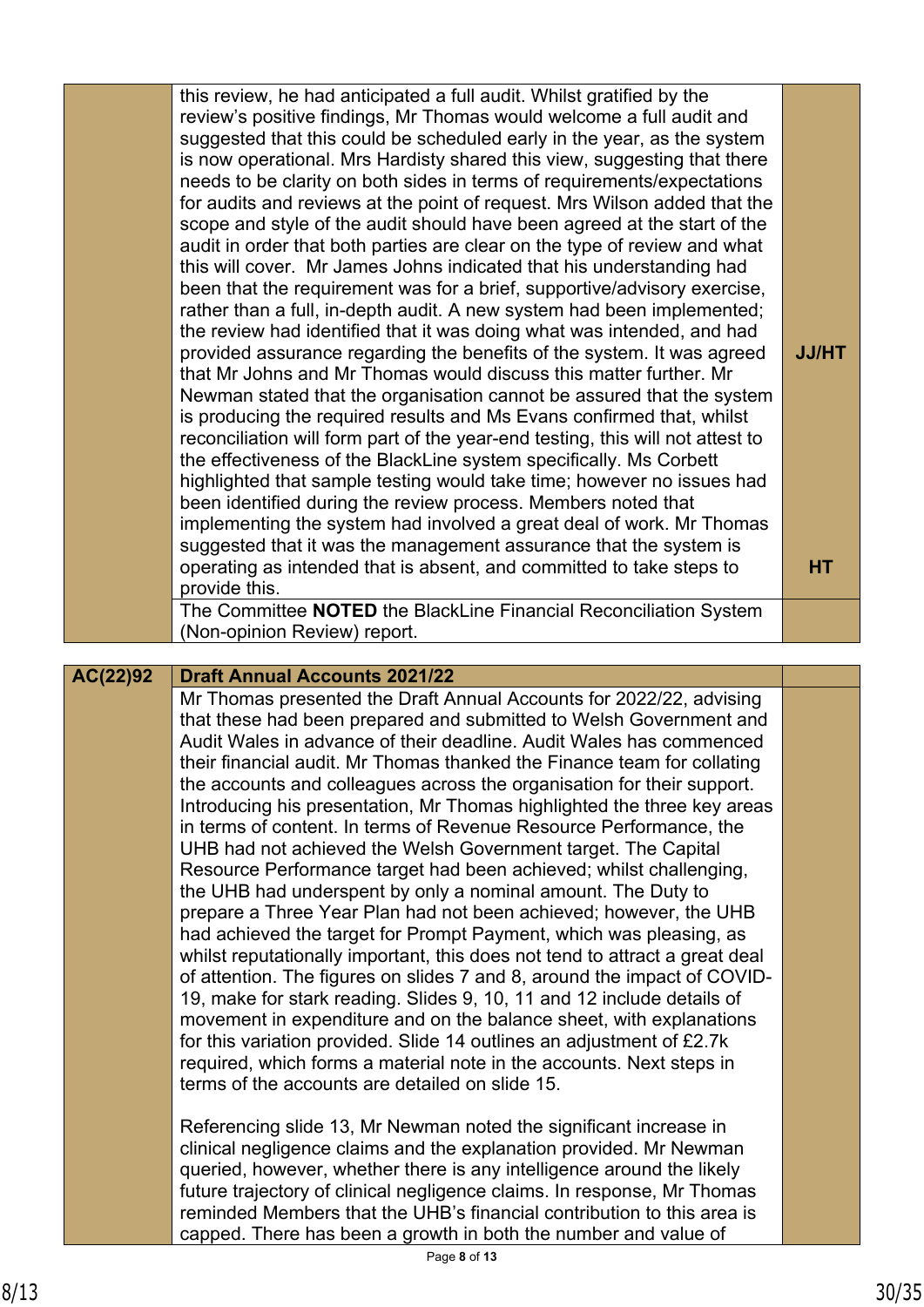| | | |
|---|---|---|
| | this review, he had anticipated a full audit. Whilst gratified by the review's positive findings, Mr Thomas would welcome a full audit and suggested that this could be scheduled early in the year, as the system is now operational. Mrs Hardisty shared this view, suggesting that there needs to be clarity on both sides in terms of requirements/expectations for audits and reviews at the point of request. Mrs Wilson added that the scope and style of the audit should have been agreed at the start of the audit in order that both parties are clear on the type of review and what this will cover. Mr James Johns indicated that his understanding had been that the requirement was for a brief, supportive/advisory exercise, rather than a full, in-depth audit. A new system had been implemented; the review had identified that it was doing what was intended, and had provided assurance regarding the benefits of the system. It was agreed that Mr Johns and Mr Thomas would discuss this matter further. Mr Newman stated that the organisation cannot be assured that the system is producing the required results and Ms Evans confirmed that, whilst reconciliation will form part of the year-end testing, this will not attest to the effectiveness of the BlackLine system specifically. Ms Corbett highlighted that sample testing would take time; however no issues had been identified during the review process. Members noted that implementing the system had involved a great deal of work. Mr Thomas suggested that it was the management assurance that the system is operating as intended that is absent, and committed to take steps to provide this. | JJ/HT<br><br>HT |
| | The Committee **NOTED** the BlackLine Financial Reconciliation System (Non-opinion Review) report. | |

| **AC(22)92** | **Draft Annual Accounts 2021/22** | |
|---|---|---|
| | Mr Thomas presented the Draft Annual Accounts for 2022/22, advising that these had been prepared and submitted to Welsh Government and Audit Wales in advance of their deadline. Audit Wales has commenced their financial audit. Mr Thomas thanked the Finance team for collating the accounts and colleagues across the organisation for their support. Introducing his presentation, Mr Thomas highlighted the three key areas in terms of content. In terms of Revenue Resource Performance, the UHB had not achieved the Welsh Government target. The Capital Resource Performance target had been achieved; whilst challenging, the UHB had underspent by only a nominal amount. The Duty to prepare a Three Year Plan had not been achieved; however, the UHB had achieved the target for Prompt Payment, which was pleasing, as whilst reputationally important, this does not tend to attract a great deal of attention. The figures on slides 7 and 8, around the impact of COVID-19, make for stark reading. Slides 9, 10, 11 and 12 include details of movement in expenditure and on the balance sheet, with explanations for this variation provided. Slide 14 outlines an adjustment of £2.7k required, which forms a material note in the accounts. Next steps in terms of the accounts are detailed on slide 15.<br><br>Referencing slide 13, Mr Newman noted the significant increase in clinical negligence claims and the explanation provided. Mr Newman queried, however, whether there is any intelligence around the likely future trajectory of clinical negligence claims. In response, Mr Thomas reminded Members that the UHB's financial contribution to this area is capped. There has been a growth in both the number and value of | |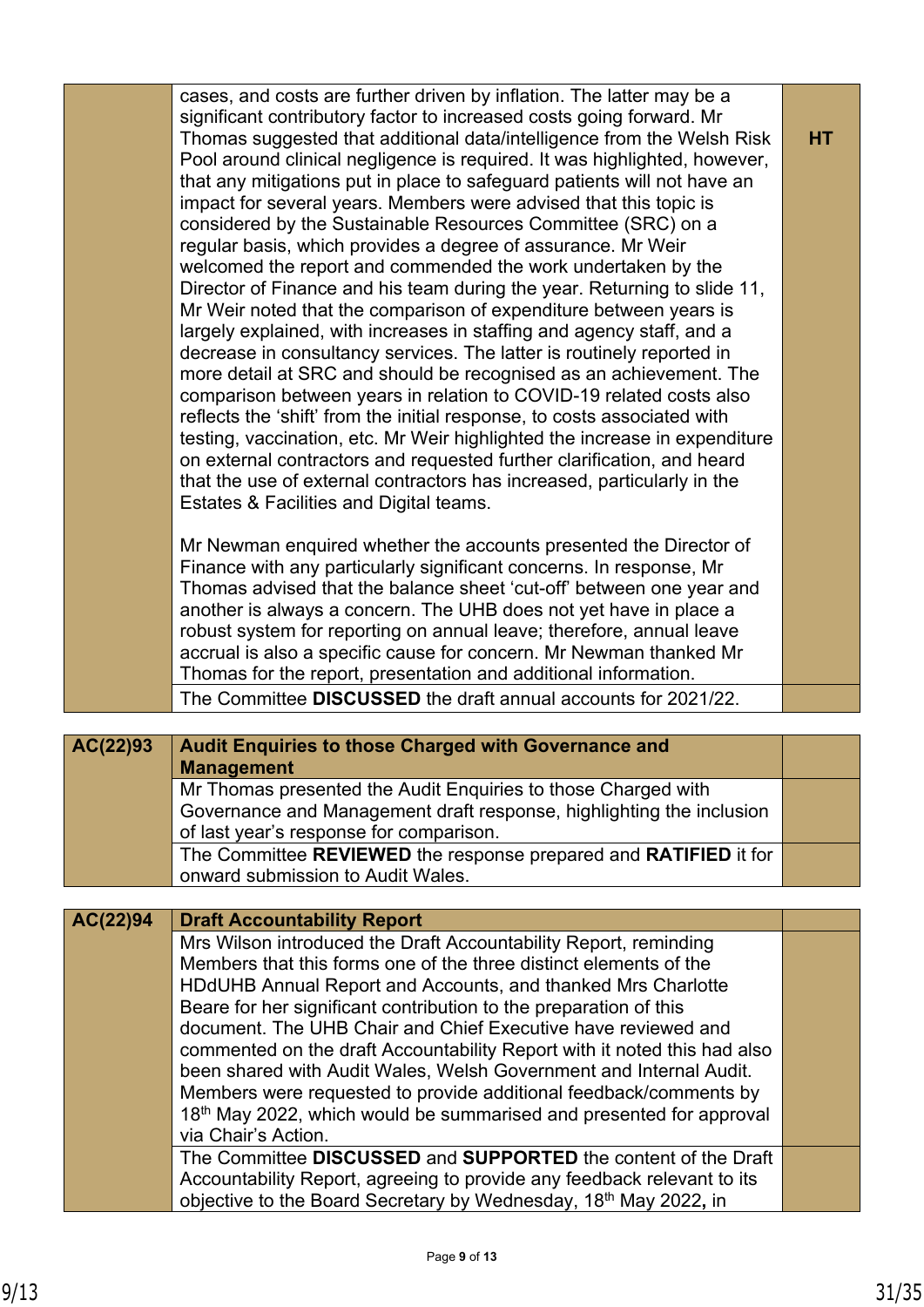| | | |
|---|---|---|
| | cases, and costs are further driven by inflation. The latter may be a significant contributory factor to increased costs going forward. Mr Thomas suggested that additional data/intelligence from the Welsh Risk Pool around clinical negligence is required. It was highlighted, however, that any mitigations put in place to safeguard patients will not have an impact for several years. Members were advised that this topic is considered by the Sustainable Resources Committee (SRC) on a regular basis, which provides a degree of assurance. Mr Weir welcomed the report and commended the work undertaken by the Director of Finance and his team during the year. Returning to slide 11, Mr Weir noted that the comparison of expenditure between years is largely explained, with increases in staffing and agency staff, and a decrease in consultancy services. The latter is routinely reported in more detail at SRC and should be recognised as an achievement. The comparison between years in relation to COVID-19 related costs also reflects the 'shift' from the initial response, to costs associated with testing, vaccination, etc. Mr Weir highlighted the increase in expenditure on external contractors and requested further clarification, and heard that the use of external contractors has increased, particularly in the Estates & Facilities and Digital teams.<br><br>Mr Newman enquired whether the accounts presented the Director of Finance with any particularly significant concerns. In response, Mr Thomas advised that the balance sheet 'cut-off' between one year and another is always a concern. The UHB does not yet have in place a robust system for reporting on annual leave; therefore, annual leave accrual is also a specific cause for concern. Mr Newman thanked Mr Thomas for the report, presentation and additional information. | **HT** |
| | The Committee **DISCUSSED** the draft annual accounts for 2021/22. | |

| | | |
|---|---|---|
| **AC(22)93** | **Audit Enquiries to those Charged with Governance and Management** | |
| | Mr Thomas presented the Audit Enquiries to those Charged with Governance and Management draft response, highlighting the inclusion of last year's response for comparison. | |
| | The Committee **REVIEWED** the response prepared and **RATIFIED** it for onward submission to Audit Wales. | |

| | | |
|---|---|---|
| **AC(22)94** | **Draft Accountability Report** | |
| | Mrs Wilson introduced the Draft Accountability Report, reminding Members that this forms one of the three distinct elements of the HDdUHB Annual Report and Accounts, and thanked Mrs Charlotte Beare for her significant contribution to the preparation of this document. The UHB Chair and Chief Executive have reviewed and commented on the draft Accountability Report with it noted this had also been shared with Audit Wales, Welsh Government and Internal Audit. Members were requested to provide additional feedback/comments by 18th May 2022, which would be summarised and presented for approval via Chair's Action. | |
| | The Committee **DISCUSSED** and **SUPPORTED** the content of the Draft Accountability Report, agreeing to provide any feedback relevant to its objective to the Board Secretary by Wednesday, 18th May 2022**,** in | |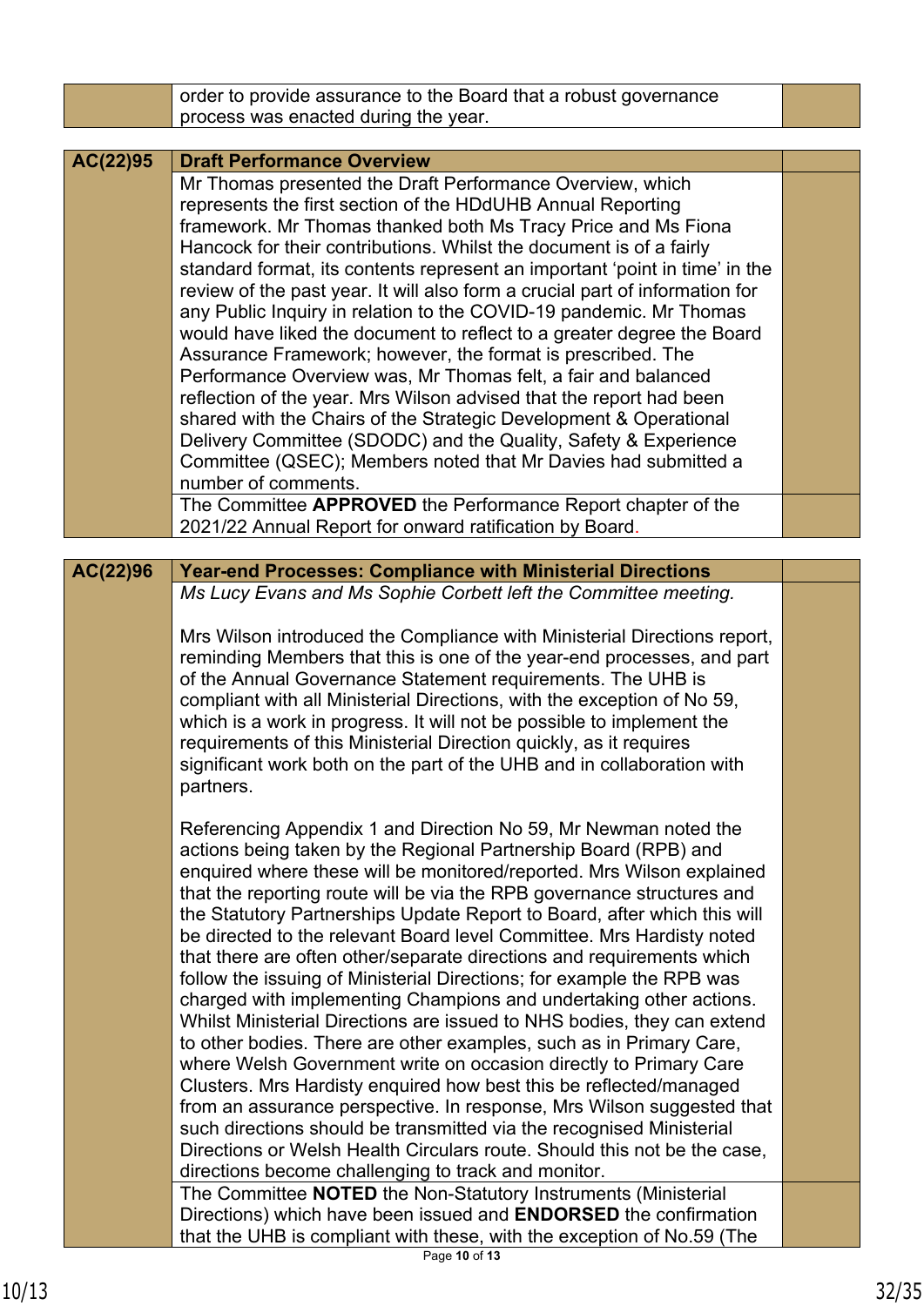| | order to provide assurance to the Board that a robust governance process was enacted during the year. | |
|---|---|---|

| AC(22)95 | **Draft Performance Overview** | |
|---|---|---|
| | Mr Thomas presented the Draft Performance Overview, which represents the first section of the HDdUHB Annual Reporting framework. Mr Thomas thanked both Ms Tracy Price and Ms Fiona Hancock for their contributions. Whilst the document is of a fairly standard format, its contents represent an important 'point in time' in the review of the past year. It will also form a crucial part of information for any Public Inquiry in relation to the COVID-19 pandemic. Mr Thomas would have liked the document to reflect to a greater degree the Board Assurance Framework; however, the format is prescribed. The Performance Overview was, Mr Thomas felt, a fair and balanced reflection of the year. Mrs Wilson advised that the report had been shared with the Chairs of the Strategic Development & Operational Delivery Committee (SDODC) and the Quality, Safety & Experience Committee (QSEC); Members noted that Mr Davies had submitted a number of comments. | |
| | The Committee **APPROVED** the Performance Report chapter of the 2021/22 Annual Report for onward ratification by Board. | |

| AC(22)96 | **Year-end Processes: Compliance with Ministerial Directions** | |
|---|---|---|
| | *Ms Lucy Evans and Ms Sophie Corbett left the Committee meeting.*<br><br>Mrs Wilson introduced the Compliance with Ministerial Directions report, reminding Members that this is one of the year-end processes, and part of the Annual Governance Statement requirements. The UHB is compliant with all Ministerial Directions, with the exception of No 59, which is a work in progress. It will not be possible to implement the requirements of this Ministerial Direction quickly, as it requires significant work both on the part of the UHB and in collaboration with partners.<br><br>Referencing Appendix 1 and Direction No 59, Mr Newman noted the actions being taken by the Regional Partnership Board (RPB) and enquired where these will be monitored/reported. Mrs Wilson explained that the reporting route will be via the RPB governance structures and the Statutory Partnerships Update Report to Board, after which this will be directed to the relevant Board level Committee. Mrs Hardisty noted that there are often other/separate directions and requirements which follow the issuing of Ministerial Directions; for example the RPB was charged with implementing Champions and undertaking other actions. Whilst Ministerial Directions are issued to NHS bodies, they can extend to other bodies. There are other examples, such as in Primary Care, where Welsh Government write on occasion directly to Primary Care Clusters. Mrs Hardisty enquired how best this be reflected/managed from an assurance perspective. In response, Mrs Wilson suggested that such directions should be transmitted via the recognised Ministerial Directions or Welsh Health Circulars route. Should this not be the case, directions become challenging to track and monitor. | |
| | The Committee **NOTED** the Non-Statutory Instruments (Ministerial Directions) which have been issued and **ENDORSED** the confirmation that the UHB is compliant with these, with the exception of No.59 (The | |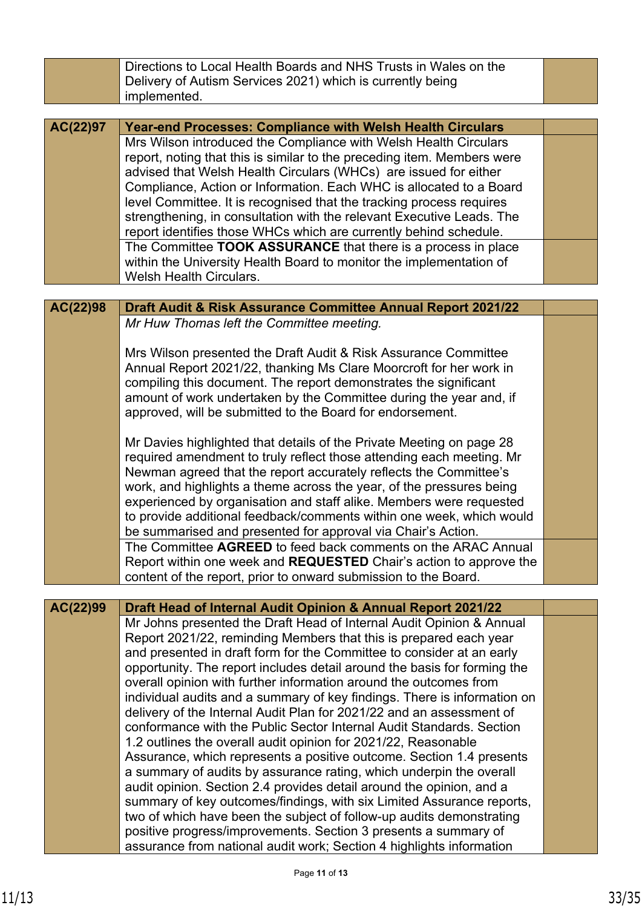| | | |
|---|---|---|
| | Directions to Local Health Boards and NHS Trusts in Wales on the Delivery of Autism Services 2021) which is currently being implemented. | |

| | | |
|---|---|---|
| **AC(22)97** | **Year-end Processes: Compliance with Welsh Health Circulars** | |
| | Mrs Wilson introduced the Compliance with Welsh Health Circulars report, noting that this is similar to the preceding item. Members were advised that Welsh Health Circulars (WHCs) are issued for either Compliance, Action or Information. Each WHC is allocated to a Board level Committee. It is recognised that the tracking process requires strengthening, in consultation with the relevant Executive Leads. The report identifies those WHCs which are currently behind schedule. | |
| | The Committee **TOOK ASSURANCE** that there is a process in place within the University Health Board to monitor the implementation of Welsh Health Circulars. | |

| | | |
|---|---|---|
| **AC(22)98** | **Draft Audit & Risk Assurance Committee Annual Report 2021/22** | |
| | *Mr Huw Thomas left the Committee meeting.*<br><br>Mrs Wilson presented the Draft Audit & Risk Assurance Committee Annual Report 2021/22, thanking Ms Clare Moorcroft for her work in compiling this document. The report demonstrates the significant amount of work undertaken by the Committee during the year and, if approved, will be submitted to the Board for endorsement.<br><br>Mr Davies highlighted that details of the Private Meeting on page 28 required amendment to truly reflect those attending each meeting. Mr Newman agreed that the report accurately reflects the Committee's work, and highlights a theme across the year, of the pressures being experienced by organisation and staff alike. Members were requested to provide additional feedback/comments within one week, which would be summarised and presented for approval via Chair's Action. | |
| | The Committee **AGREED** to feed back comments on the ARAC Annual Report within one week and **REQUESTED** Chair's action to approve the content of the report, prior to onward submission to the Board. | |

| | | |
|---|---|---|
| **AC(22)99** | **Draft Head of Internal Audit Opinion & Annual Report 2021/22** | |
| | Mr Johns presented the Draft Head of Internal Audit Opinion & Annual Report 2021/22, reminding Members that this is prepared each year and presented in draft form for the Committee to consider at an early opportunity. The report includes detail around the basis for forming the overall opinion with further information around the outcomes from individual audits and a summary of key findings. There is information on delivery of the Internal Audit Plan for 2021/22 and an assessment of conformance with the Public Sector Internal Audit Standards. Section 1.2 outlines the overall audit opinion for 2021/22, Reasonable Assurance, which represents a positive outcome. Section 1.4 presents a summary of audits by assurance rating, which underpin the overall audit opinion. Section 2.4 provides detail around the opinion, and a summary of key outcomes/findings, with six Limited Assurance reports, two of which have been the subject of follow-up audits demonstrating positive progress/improvements. Section 3 presents a summary of assurance from national audit work; Section 4 highlights information | |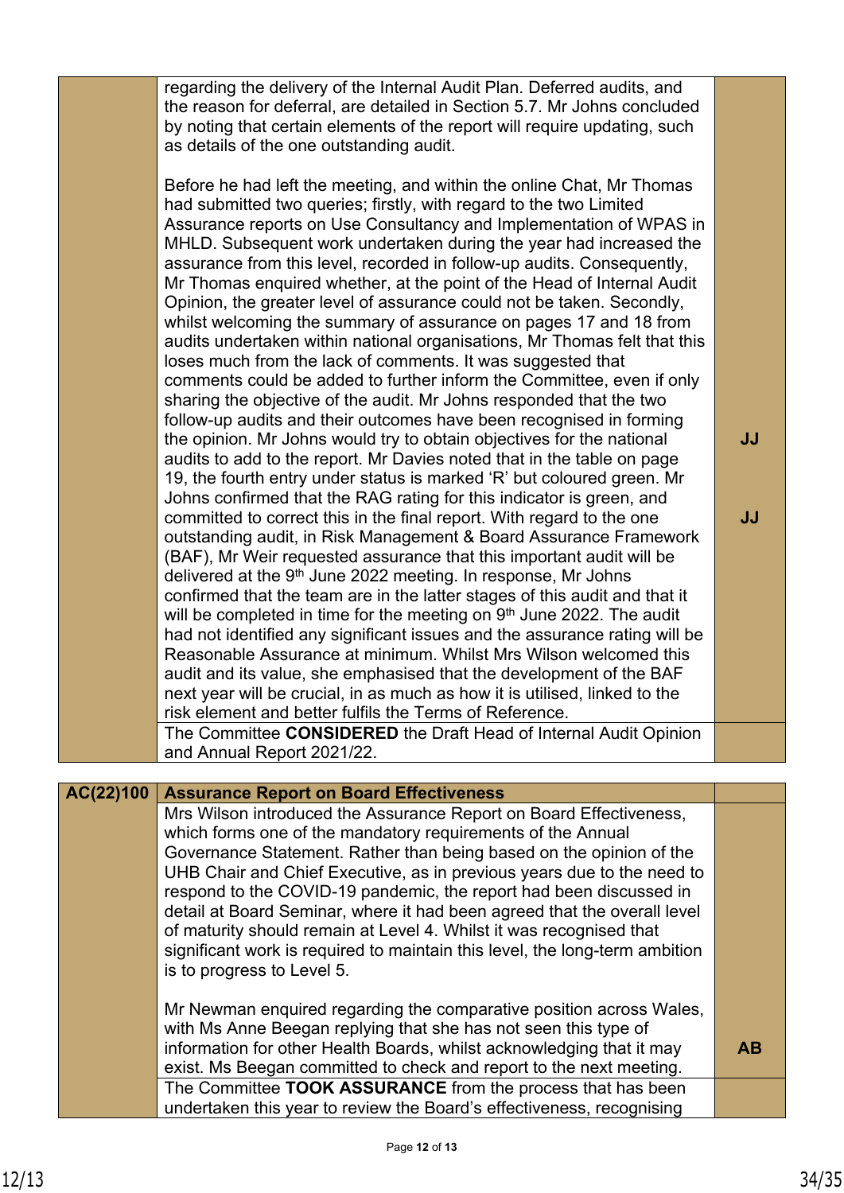| | | |
|---|---|---|
| | regarding the delivery of the Internal Audit Plan. Deferred audits, and the reason for deferral, are detailed in Section 5.7. Mr Johns concluded by noting that certain elements of the report will require updating, such as details of the one outstanding audit.<br><br>Before he had left the meeting, and within the online Chat, Mr Thomas had submitted two queries; firstly, with regard to the two Limited Assurance reports on Use Consultancy and Implementation of WPAS in MHLD. Subsequent work undertaken during the year had increased the assurance from this level, recorded in follow-up audits. Consequently, Mr Thomas enquired whether, at the point of the Head of Internal Audit Opinion, the greater level of assurance could not be taken. Secondly, whilst welcoming the summary of assurance on pages 17 and 18 from audits undertaken within national organisations, Mr Thomas felt that this loses much from the lack of comments. It was suggested that comments could be added to further inform the Committee, even if only sharing the objective of the audit. Mr Johns responded that the two follow-up audits and their outcomes have been recognised in forming the opinion. Mr Johns would try to obtain objectives for the national audits to add to the report. Mr Davies noted that in the table on page 19, the fourth entry under status is marked 'R' but coloured green. Mr Johns confirmed that the RAG rating for this indicator is green, and committed to correct this in the final report. With regard to the one outstanding audit, in Risk Management & Board Assurance Framework (BAF), Mr Weir requested assurance that this important audit will be delivered at the 9th June 2022 meeting. In response, Mr Johns confirmed that the team are in the latter stages of this audit and that it will be completed in time for the meeting on 9th June 2022. The audit had not identified any significant issues and the assurance rating will be Reasonable Assurance at minimum. Whilst Mrs Wilson welcomed this audit and its value, she emphasised that the development of the BAF next year will be crucial, in as much as how it is utilised, linked to the risk element and better fulfils the Terms of Reference. | **JJ**<br><br>**JJ** |
| | The Committee **CONSIDERED** the Draft Head of Internal Audit Opinion and Annual Report 2021/22. | |

| | | |
|---|---|---|
| **AC(22)100** | **Assurance Report on Board Effectiveness** | |
| | Mrs Wilson introduced the Assurance Report on Board Effectiveness, which forms one of the mandatory requirements of the Annual Governance Statement. Rather than being based on the opinion of the UHB Chair and Chief Executive, as in previous years due to the need to respond to the COVID-19 pandemic, the report had been discussed in detail at Board Seminar, where it had been agreed that the overall level of maturity should remain at Level 4. Whilst it was recognised that significant work is required to maintain this level, the long-term ambition is to progress to Level 5.<br><br>Mr Newman enquired regarding the comparative position across Wales, with Ms Anne Beegan replying that she has not seen this type of information for other Health Boards, whilst acknowledging that it may exist. Ms Beegan committed to check and report to the next meeting. | **AB** |
| | The Committee **TOOK ASSURANCE** from the process that has been undertaken this year to review the Board's effectiveness, recognising | |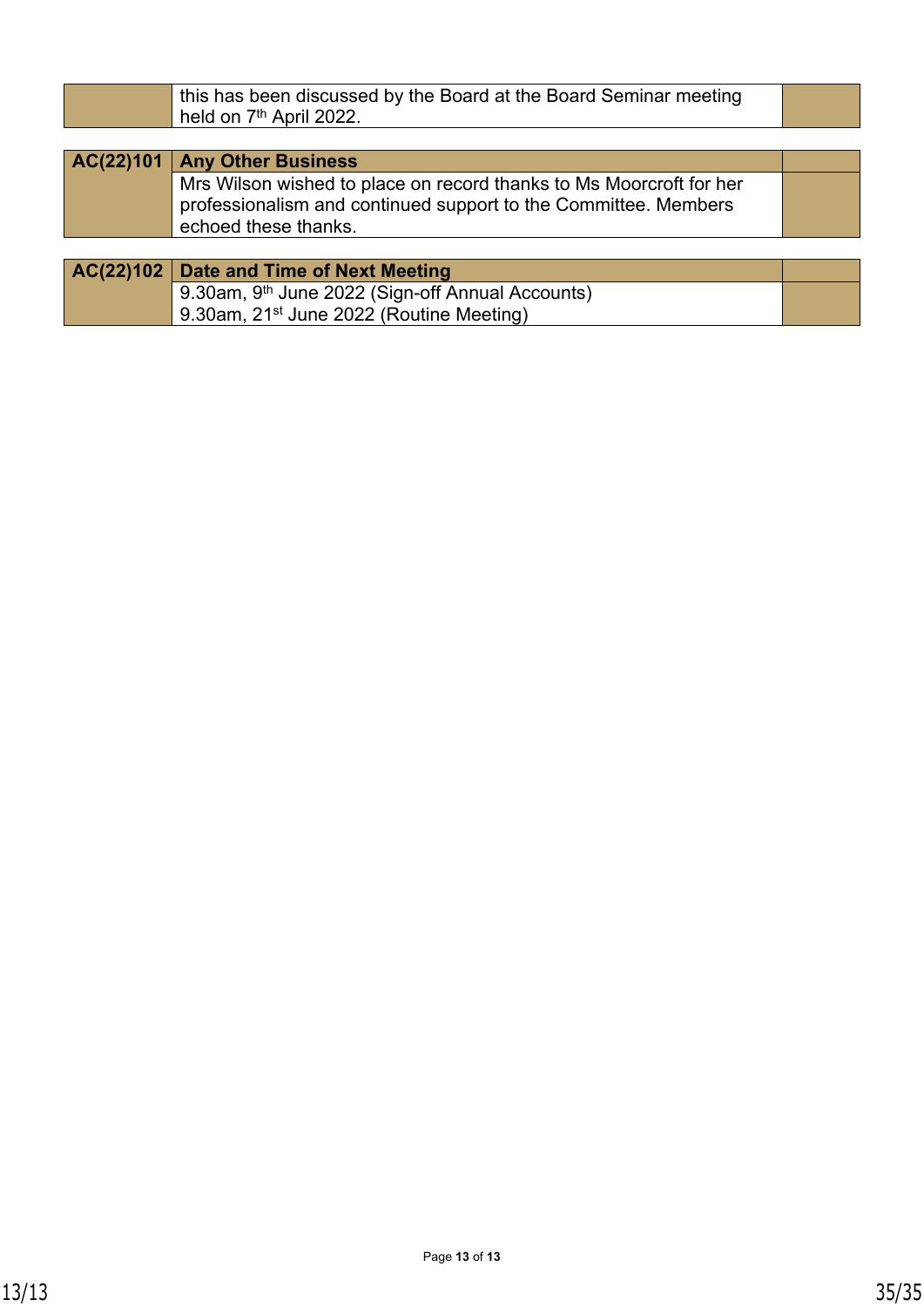| | | |
|---|---|---|
| | this has been discussed by the Board at the Board Seminar meeting held on 7th April 2022. | |

| | | |
|---|---|---|
| **AC(22)101** | **Any Other Business** | |
| | Mrs Wilson wished to place on record thanks to Ms Moorcroft for her professionalism and continued support to the Committee. Members echoed these thanks. | |

| | | |
|---|---|---|
| **AC(22)102** | **Date and Time of Next Meeting** | |
| | 9.30am, 9th June 2022 (Sign-off Annual Accounts)<br>9.30am, 21st June 2022 (Routine Meeting) | |